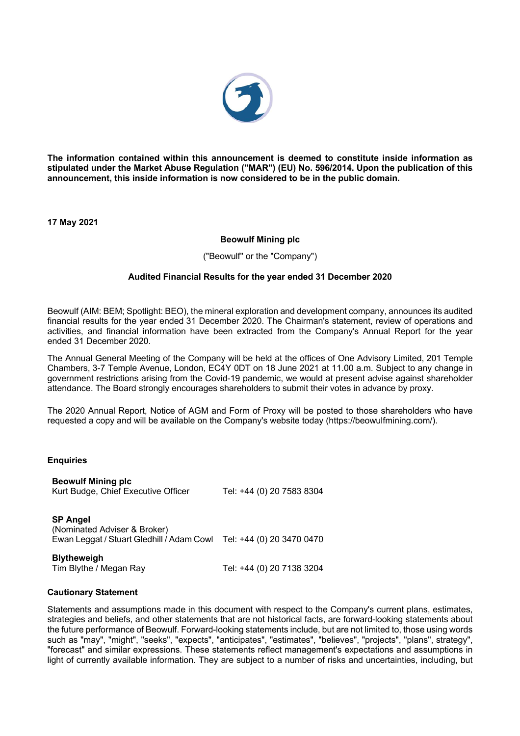**The information contained within this announcement is deemed to constitute inside information as stipulated under the Market Abuse Regulation ("MAR") (EU) No. 596/2014. Upon the publication of this announcement, this inside information is now considered to be in the public domain.**

**17 May 2021**

**Beowulf Mining plc**

("Beowulf" or the "Company")

**Audited Financial Results for the year ended 31 December 2020**

Beowulf (AIM: BEM; Spotlight: BEO), the mineral exploration and development company, announces its audited financial results for the year ended 31 December 2020. The Chairman's statement, review of operations and activities, and financial information have been extracted from the Company's Annual Report for the year ended 31 December 2020.

The Annual General Meeting of the Company will be held at the offices of One Advisory Limited, 201 Temple Chambers, 3-7 Temple Avenue, London, EC4Y 0DT on 18 June 2021 at 11.00 a.m. Subject to any change in government restrictions arising from the Covid-19 pandemic, we would at present advise against shareholder attendance. The Board strongly encourages shareholders to submit their votes in advance by proxy.

The 2020 Annual Report, Notice of AGM and Form of Proxy will be posted to those shareholders who have requested a copy and will be available on the Company's website today (https://beowulfmining.com/).

**Enquiries**

| | |
|---|---|
| **Beowulf Mining plc** | |
| Kurt Budge, Chief Executive Officer | Tel: +44 (0) 20 7583 8304 |
| **SP Angel** | |
| (Nominated Adviser & Broker) | |
| Ewan Leggat / Stuart Gledhill / Adam Cowl | Tel: +44 (0) 20 3470 0470 |
| **Blytheweigh** | |
| Tim Blythe / Megan Ray | Tel: +44 (0) 20 7138 3204 |

**Cautionary Statement**

Statements and assumptions made in this document with respect to the Company's current plans, estimates, strategies and beliefs, and other statements that are not historical facts, are forward-looking statements about the future performance of Beowulf. Forward-looking statements include, but are not limited to, those using words such as "may", "might", "seeks", "expects", "anticipates", "estimates", "believes", "projects", "plans", strategy", "forecast" and similar expressions. These statements reflect management's expectations and assumptions in light of currently available information. They are subject to a number of risks and uncertainties, including, but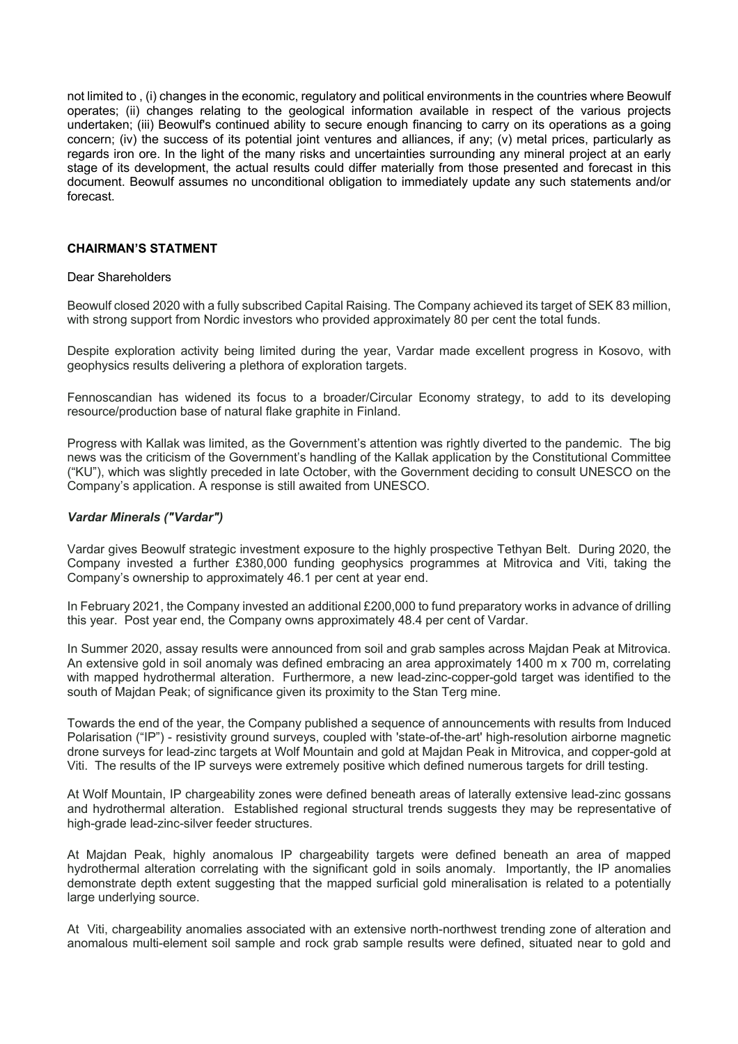not limited to , (i) changes in the economic, regulatory and political environments in the countries where Beowulf operates; (ii) changes relating to the geological information available in respect of the various projects undertaken; (iii) Beowulf's continued ability to secure enough financing to carry on its operations as a going concern; (iv) the success of its potential joint ventures and alliances, if any; (v) metal prices, particularly as regards iron ore. In the light of the many risks and uncertainties surrounding any mineral project at an early stage of its development, the actual results could differ materially from those presented and forecast in this document. Beowulf assumes no unconditional obligation to immediately update any such statements and/or forecast.

**CHAIRMAN'S STATMENT**

Dear Shareholders

Beowulf closed 2020 with a fully subscribed Capital Raising. The Company achieved its target of SEK 83 million, with strong support from Nordic investors who provided approximately 80 per cent the total funds.

Despite exploration activity being limited during the year, Vardar made excellent progress in Kosovo, with geophysics results delivering a plethora of exploration targets.

Fennoscandian has widened its focus to a broader/Circular Economy strategy, to add to its developing resource/production base of natural flake graphite in Finland.

Progress with Kallak was limited, as the Government's attention was rightly diverted to the pandemic. The big news was the criticism of the Government's handling of the Kallak application by the Constitutional Committee ("KU"), which was slightly preceded in late October, with the Government deciding to consult UNESCO on the Company's application. A response is still awaited from UNESCO.

***Vardar Minerals ("Vardar")***

Vardar gives Beowulf strategic investment exposure to the highly prospective Tethyan Belt. During 2020, the Company invested a further £380,000 funding geophysics programmes at Mitrovica and Viti, taking the Company's ownership to approximately 46.1 per cent at year end.

In February 2021, the Company invested an additional £200,000 to fund preparatory works in advance of drilling this year. Post year end, the Company owns approximately 48.4 per cent of Vardar.

In Summer 2020, assay results were announced from soil and grab samples across Majdan Peak at Mitrovica. An extensive gold in soil anomaly was defined embracing an area approximately 1400 m x 700 m, correlating with mapped hydrothermal alteration. Furthermore, a new lead-zinc-copper-gold target was identified to the south of Majdan Peak; of significance given its proximity to the Stan Terg mine.

Towards the end of the year, the Company published a sequence of announcements with results from Induced Polarisation ("IP") - resistivity ground surveys, coupled with 'state-of-the-art' high-resolution airborne magnetic drone surveys for lead-zinc targets at Wolf Mountain and gold at Majdan Peak in Mitrovica, and copper-gold at Viti. The results of the IP surveys were extremely positive which defined numerous targets for drill testing.

At Wolf Mountain, IP chargeability zones were defined beneath areas of laterally extensive lead-zinc gossans and hydrothermal alteration. Established regional structural trends suggests they may be representative of high-grade lead-zinc-silver feeder structures.

At Majdan Peak, highly anomalous IP chargeability targets were defined beneath an area of mapped hydrothermal alteration correlating with the significant gold in soils anomaly. Importantly, the IP anomalies demonstrate depth extent suggesting that the mapped surficial gold mineralisation is related to a potentially large underlying source.

At Viti, chargeability anomalies associated with an extensive north-northwest trending zone of alteration and anomalous multi-element soil sample and rock grab sample results were defined, situated near to gold and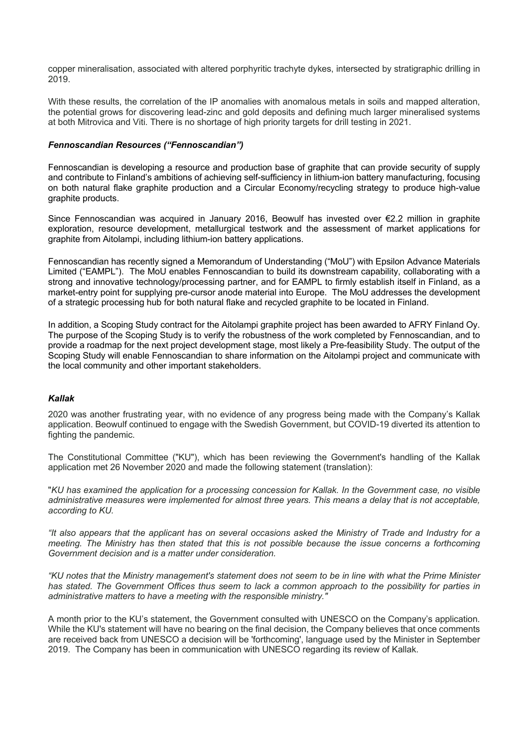copper mineralisation, associated with altered porphyritic trachyte dykes, intersected by stratigraphic drilling in 2019.

With these results, the correlation of the IP anomalies with anomalous metals in soils and mapped alteration, the potential grows for discovering lead-zinc and gold deposits and defining much larger mineralised systems at both Mitrovica and Viti. There is no shortage of high priority targets for drill testing in 2021.

### *Fennoscandian Resources ("Fennoscandian")*

Fennoscandian is developing a resource and production base of graphite that can provide security of supply and contribute to Finland's ambitions of achieving self-sufficiency in lithium-ion battery manufacturing, focusing on both natural flake graphite production and a Circular Economy/recycling strategy to produce high-value graphite products.

Since Fennoscandian was acquired in January 2016, Beowulf has invested over €2.2 million in graphite exploration, resource development, metallurgical testwork and the assessment of market applications for graphite from Aitolampi, including lithium-ion battery applications.

Fennoscandian has recently signed a Memorandum of Understanding ("MoU") with Epsilon Advance Materials Limited ("EAMPL"). The MoU enables Fennoscandian to build its downstream capability, collaborating with a strong and innovative technology/processing partner, and for EAMPL to firmly establish itself in Finland, as a market-entry point for supplying pre-cursor anode material into Europe. The MoU addresses the development of a strategic processing hub for both natural flake and recycled graphite to be located in Finland.

In addition, a Scoping Study contract for the Aitolampi graphite project has been awarded to AFRY Finland Oy. The purpose of the Scoping Study is to verify the robustness of the work completed by Fennoscandian, and to provide a roadmap for the next project development stage, most likely a Pre-feasibility Study. The output of the Scoping Study will enable Fennoscandian to share information on the Aitolampi project and communicate with the local community and other important stakeholders.

### *Kallak*

2020 was another frustrating year, with no evidence of any progress being made with the Company's Kallak application. Beowulf continued to engage with the Swedish Government, but COVID-19 diverted its attention to fighting the pandemic.

The Constitutional Committee ("KU"), which has been reviewing the Government's handling of the Kallak application met 26 November 2020 and made the following statement (translation):

"*KU has examined the application for a processing concession for Kallak. In the Government case, no visible administrative measures were implemented for almost three years. This means a delay that is not acceptable, according to KU.*

*"It also appears that the applicant has on several occasions asked the Ministry of Trade and Industry for a meeting. The Ministry has then stated that this is not possible because the issue concerns a forthcoming Government decision and is a matter under consideration.*

*"KU notes that the Ministry management's statement does not seem to be in line with what the Prime Minister has stated. The Government Offices thus seem to lack a common approach to the possibility for parties in administrative matters to have a meeting with the responsible ministry."*

A month prior to the KU's statement, the Government consulted with UNESCO on the Company's application. While the KU's statement will have no bearing on the final decision, the Company believes that once comments are received back from UNESCO a decision will be 'forthcoming', language used by the Minister in September 2019. The Company has been in communication with UNESCO regarding its review of Kallak.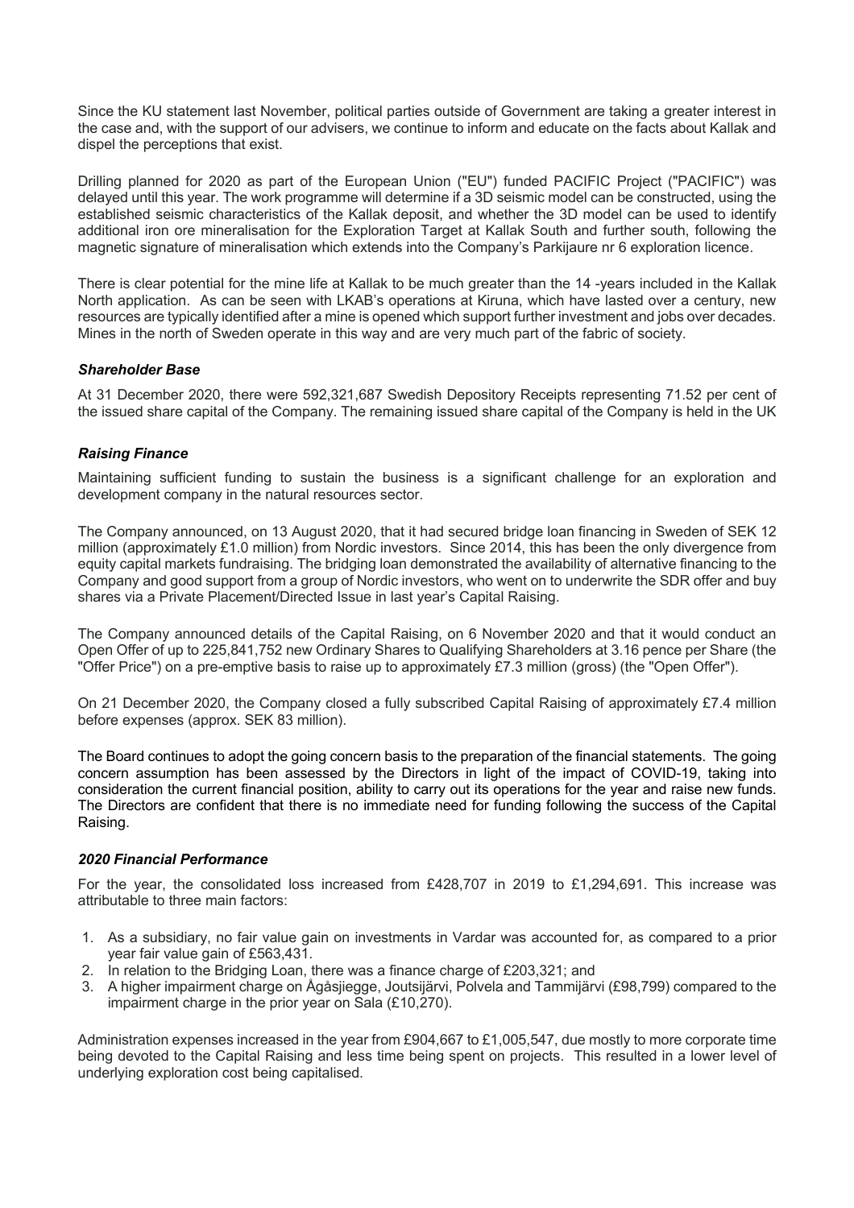Since the KU statement last November, political parties outside of Government are taking a greater interest in the case and, with the support of our advisers, we continue to inform and educate on the facts about Kallak and dispel the perceptions that exist.

Drilling planned for 2020 as part of the European Union ("EU") funded PACIFIC Project ("PACIFIC") was delayed until this year. The work programme will determine if a 3D seismic model can be constructed, using the established seismic characteristics of the Kallak deposit, and whether the 3D model can be used to identify additional iron ore mineralisation for the Exploration Target at Kallak South and further south, following the magnetic signature of mineralisation which extends into the Company's Parkijaure nr 6 exploration licence.

There is clear potential for the mine life at Kallak to be much greater than the 14 -years included in the Kallak North application. As can be seen with LKAB's operations at Kiruna, which have lasted over a century, new resources are typically identified after a mine is opened which support further investment and jobs over decades. Mines in the north of Sweden operate in this way and are very much part of the fabric of society.

### *Shareholder Base*

At 31 December 2020, there were 592,321,687 Swedish Depository Receipts representing 71.52 per cent of the issued share capital of the Company. The remaining issued share capital of the Company is held in the UK

### *Raising Finance*

Maintaining sufficient funding to sustain the business is a significant challenge for an exploration and development company in the natural resources sector.

The Company announced, on 13 August 2020, that it had secured bridge loan financing in Sweden of SEK 12 million (approximately £1.0 million) from Nordic investors. Since 2014, this has been the only divergence from equity capital markets fundraising. The bridging loan demonstrated the availability of alternative financing to the Company and good support from a group of Nordic investors, who went on to underwrite the SDR offer and buy shares via a Private Placement/Directed Issue in last year's Capital Raising.

The Company announced details of the Capital Raising, on 6 November 2020 and that it would conduct an Open Offer of up to 225,841,752 new Ordinary Shares to Qualifying Shareholders at 3.16 pence per Share (the "Offer Price") on a pre-emptive basis to raise up to approximately £7.3 million (gross) (the "Open Offer").

On 21 December 2020, the Company closed a fully subscribed Capital Raising of approximately £7.4 million before expenses (approx. SEK 83 million).

The Board continues to adopt the going concern basis to the preparation of the financial statements. The going concern assumption has been assessed by the Directors in light of the impact of COVID-19, taking into consideration the current financial position, ability to carry out its operations for the year and raise new funds. The Directors are confident that there is no immediate need for funding following the success of the Capital Raising.

### *2020 Financial Performance*

For the year, the consolidated loss increased from £428,707 in 2019 to £1,294,691. This increase was attributable to three main factors:

1. As a subsidiary, no fair value gain on investments in Vardar was accounted for, as compared to a prior year fair value gain of £563,431.
2. In relation to the Bridging Loan, there was a finance charge of £203,321; and
3. A higher impairment charge on Ågåsjiegge, Joutsijärvi, Polvela and Tammijärvi (£98,799) compared to the impairment charge in the prior year on Sala (£10,270).

Administration expenses increased in the year from £904,667 to £1,005,547, due mostly to more corporate time being devoted to the Capital Raising and less time being spent on projects. This resulted in a lower level of underlying exploration cost being capitalised.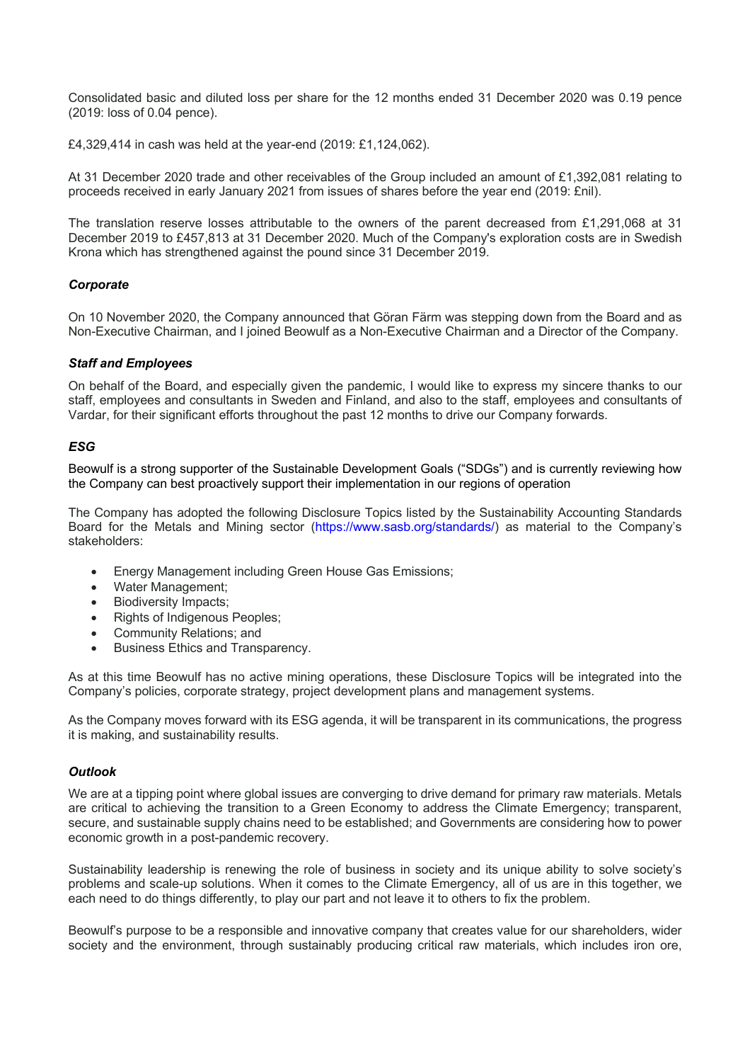Consolidated basic and diluted loss per share for the 12 months ended 31 December 2020 was 0.19 pence (2019: loss of 0.04 pence).

£4,329,414 in cash was held at the year-end (2019: £1,124,062).

At 31 December 2020 trade and other receivables of the Group included an amount of £1,392,081 relating to proceeds received in early January 2021 from issues of shares before the year end (2019: £nil).

The translation reserve losses attributable to the owners of the parent decreased from £1,291,068 at 31 December 2019 to £457,813 at 31 December 2020. Much of the Company's exploration costs are in Swedish Krona which has strengthened against the pound since 31 December 2019.

### *Corporate*

On 10 November 2020, the Company announced that Göran Färm was stepping down from the Board and as Non-Executive Chairman, and I joined Beowulf as a Non-Executive Chairman and a Director of the Company.

### *Staff and Employees*

On behalf of the Board, and especially given the pandemic, I would like to express my sincere thanks to our staff, employees and consultants in Sweden and Finland, and also to the staff, employees and consultants of Vardar, for their significant efforts throughout the past 12 months to drive our Company forwards.

### *ESG*

Beowulf is a strong supporter of the Sustainable Development Goals ("SDGs") and is currently reviewing how the Company can best proactively support their implementation in our regions of operation

The Company has adopted the following Disclosure Topics listed by the Sustainability Accounting Standards Board for the Metals and Mining sector (https://www.sasb.org/standards/) as material to the Company's stakeholders:

- Energy Management including Green House Gas Emissions;
- Water Management;
- Biodiversity Impacts;
- Rights of Indigenous Peoples;
- Community Relations; and
- Business Ethics and Transparency.

As at this time Beowulf has no active mining operations, these Disclosure Topics will be integrated into the Company's policies, corporate strategy, project development plans and management systems.

As the Company moves forward with its ESG agenda, it will be transparent in its communications, the progress it is making, and sustainability results.

### *Outlook*

We are at a tipping point where global issues are converging to drive demand for primary raw materials. Metals are critical to achieving the transition to a Green Economy to address the Climate Emergency; transparent, secure, and sustainable supply chains need to be established; and Governments are considering how to power economic growth in a post-pandemic recovery.

Sustainability leadership is renewing the role of business in society and its unique ability to solve society's problems and scale-up solutions. When it comes to the Climate Emergency, all of us are in this together, we each need to do things differently, to play our part and not leave it to others to fix the problem.

Beowulf's purpose to be a responsible and innovative company that creates value for our shareholders, wider society and the environment, through sustainably producing critical raw materials, which includes iron ore,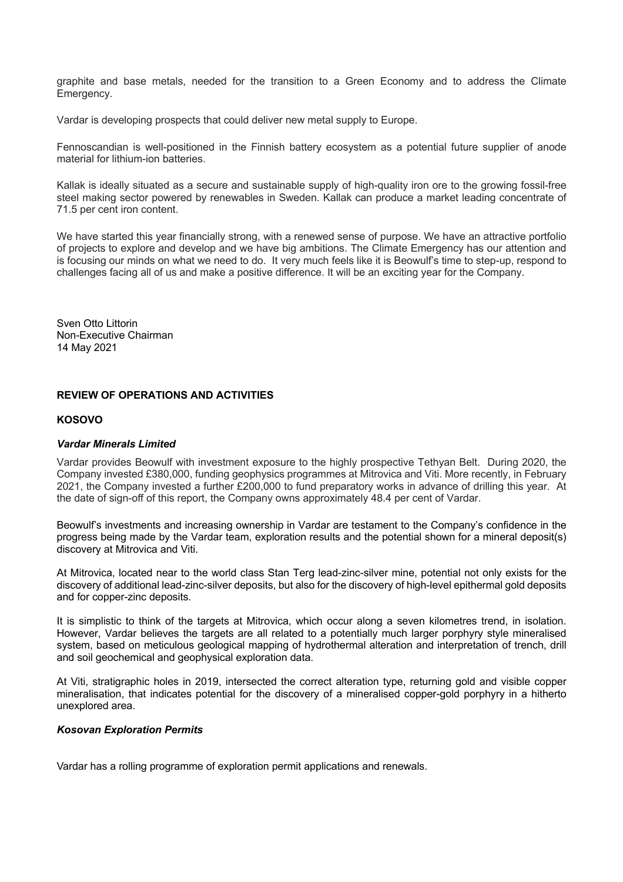graphite and base metals, needed for the transition to a Green Economy and to address the Climate Emergency.

Vardar is developing prospects that could deliver new metal supply to Europe.

Fennoscandian is well-positioned in the Finnish battery ecosystem as a potential future supplier of anode material for lithium-ion batteries.

Kallak is ideally situated as a secure and sustainable supply of high-quality iron ore to the growing fossil-free steel making sector powered by renewables in Sweden. Kallak can produce a market leading concentrate of 71.5 per cent iron content.

We have started this year financially strong, with a renewed sense of purpose. We have an attractive portfolio of projects to explore and develop and we have big ambitions. The Climate Emergency has our attention and is focusing our minds on what we need to do. It very much feels like it is Beowulf's time to step-up, respond to challenges facing all of us and make a positive difference. It will be an exciting year for the Company.

Sven Otto Littorin
Non-Executive Chairman
14 May 2021

## REVIEW OF OPERATIONS AND ACTIVITIES

### KOSOVO

#### *Vardar Minerals Limited*

Vardar provides Beowulf with investment exposure to the highly prospective Tethyan Belt. During 2020, the Company invested £380,000, funding geophysics programmes at Mitrovica and Viti. More recently, in February 2021, the Company invested a further £200,000 to fund preparatory works in advance of drilling this year. At the date of sign-off of this report, the Company owns approximately 48.4 per cent of Vardar.

Beowulf's investments and increasing ownership in Vardar are testament to the Company's confidence in the progress being made by the Vardar team, exploration results and the potential shown for a mineral deposit(s) discovery at Mitrovica and Viti.

At Mitrovica, located near to the world class Stan Terg lead-zinc-silver mine, potential not only exists for the discovery of additional lead-zinc-silver deposits, but also for the discovery of high-level epithermal gold deposits and for copper-zinc deposits.

It is simplistic to think of the targets at Mitrovica, which occur along a seven kilometres trend, in isolation. However, Vardar believes the targets are all related to a potentially much larger porphyry style mineralised system, based on meticulous geological mapping of hydrothermal alteration and interpretation of trench, drill and soil geochemical and geophysical exploration data.

At Viti, stratigraphic holes in 2019, intersected the correct alteration type, returning gold and visible copper mineralisation, that indicates potential for the discovery of a mineralised copper-gold porphyry in a hitherto unexplored area.

#### *Kosovan Exploration Permits*

Vardar has a rolling programme of exploration permit applications and renewals.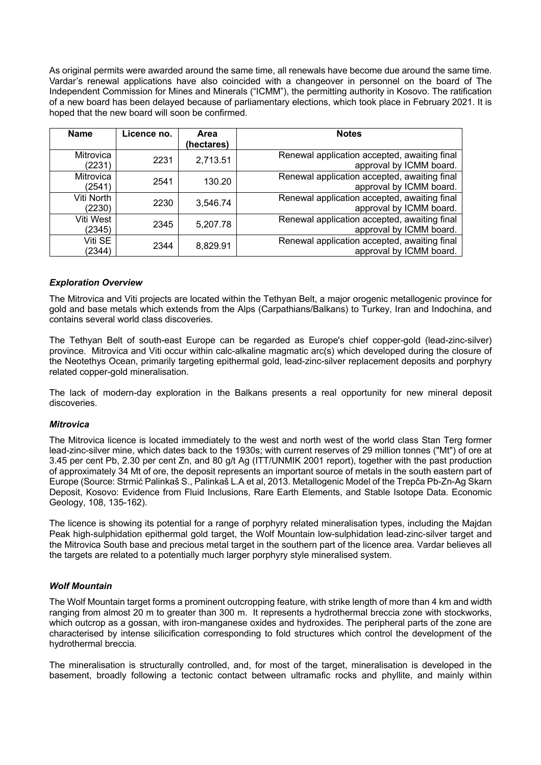As original permits were awarded around the same time, all renewals have become due around the same time. Vardar's renewal applications have also coincided with a changeover in personnel on the board of The Independent Commission for Mines and Minerals ("ICMM"), the permitting authority in Kosovo. The ratification of a new board has been delayed because of parliamentary elections, which took place in February 2021. It is hoped that the new board will soon be confirmed.

| Name | Licence no. | Area (hectares) | Notes |
|---|---|---|---|
| Mitrovica (2231) | 2231 | 2,713.51 | Renewal application accepted, awaiting final approval by ICMM board. |
| Mitrovica (2541) | 2541 | 130.20 | Renewal application accepted, awaiting final approval by ICMM board. |
| Viti North (2230) | 2230 | 3,546.74 | Renewal application accepted, awaiting final approval by ICMM board. |
| Viti West (2345) | 2345 | 5,207.78 | Renewal application accepted, awaiting final approval by ICMM board. |
| Viti SE (2344) | 2344 | 8,829.91 | Renewal application accepted, awaiting final approval by ICMM board. |

### *Exploration Overview*

The Mitrovica and Viti projects are located within the Tethyan Belt, a major orogenic metallogenic province for gold and base metals which extends from the Alps (Carpathians/Balkans) to Turkey, Iran and Indochina, and contains several world class discoveries.

The Tethyan Belt of south-east Europe can be regarded as Europe's chief copper-gold (lead-zinc-silver) province. Mitrovica and Viti occur within calc-alkaline magmatic arc(s) which developed during the closure of the Neotethys Ocean, primarily targeting epithermal gold, lead-zinc-silver replacement deposits and porphyry related copper-gold mineralisation.

The lack of modern-day exploration in the Balkans presents a real opportunity for new mineral deposit discoveries.

### *Mitrovica*

The Mitrovica licence is located immediately to the west and north west of the world class Stan Terg former lead-zinc-silver mine, which dates back to the 1930s; with current reserves of 29 million tonnes ("Mt") of ore at 3.45 per cent Pb, 2.30 per cent Zn, and 80 g/t Ag (ITT/UNMIK 2001 report), together with the past production of approximately 34 Mt of ore, the deposit represents an important source of metals in the south eastern part of Europe (Source: Strmić Palinkaš S., Palinkaš L.A et al, 2013. Metallogenic Model of the Trepča Pb-Zn-Ag Skarn Deposit, Kosovo: Evidence from Fluid Inclusions, Rare Earth Elements, and Stable Isotope Data. Economic Geology, 108, 135-162).

The licence is showing its potential for a range of porphyry related mineralisation types, including the Majdan Peak high-sulphidation epithermal gold target, the Wolf Mountain low-sulphidation lead-zinc-silver target and the Mitrovica South base and precious metal target in the southern part of the licence area. Vardar believes all the targets are related to a potentially much larger porphyry style mineralised system.

### *Wolf Mountain*

The Wolf Mountain target forms a prominent outcropping feature, with strike length of more than 4 km and width ranging from almost 20 m to greater than 300 m. It represents a hydrothermal breccia zone with stockworks, which outcrop as a gossan, with iron-manganese oxides and hydroxides. The peripheral parts of the zone are characterised by intense silicification corresponding to fold structures which control the development of the hydrothermal breccia.

The mineralisation is structurally controlled, and, for most of the target, mineralisation is developed in the basement, broadly following a tectonic contact between ultramafic rocks and phyllite, and mainly within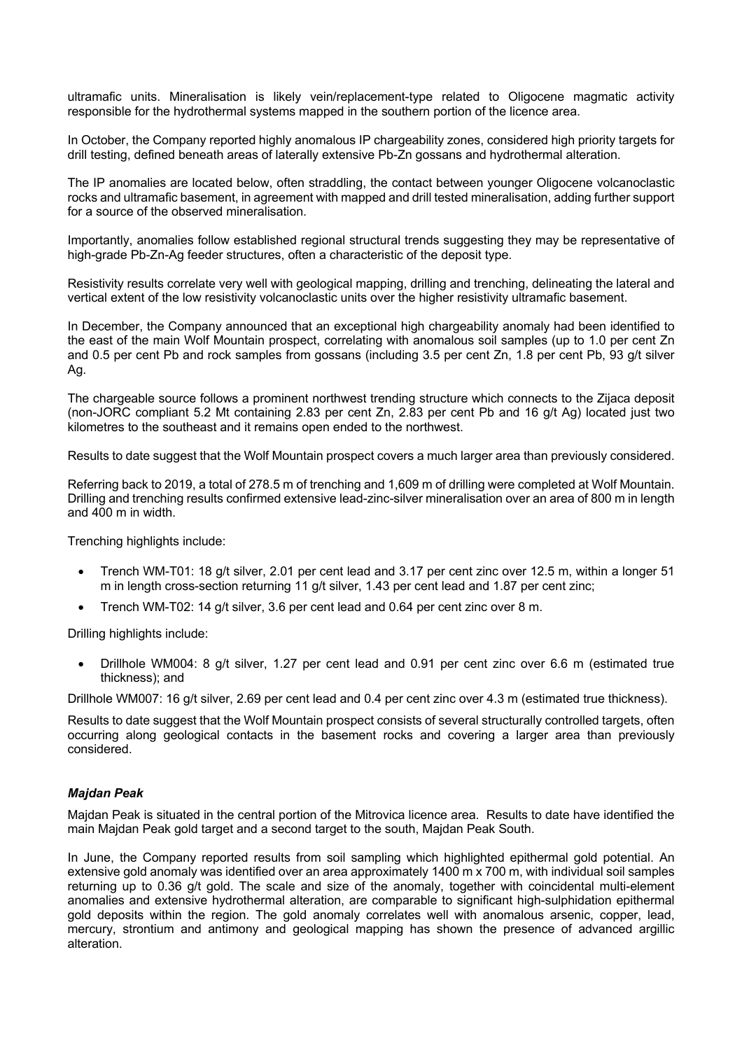ultramafic units. Mineralisation is likely vein/replacement-type related to Oligocene magmatic activity responsible for the hydrothermal systems mapped in the southern portion of the licence area.

In October, the Company reported highly anomalous IP chargeability zones, considered high priority targets for drill testing, defined beneath areas of laterally extensive Pb-Zn gossans and hydrothermal alteration.

The IP anomalies are located below, often straddling, the contact between younger Oligocene volcanoclastic rocks and ultramafic basement, in agreement with mapped and drill tested mineralisation, adding further support for a source of the observed mineralisation.

Importantly, anomalies follow established regional structural trends suggesting they may be representative of high-grade Pb-Zn-Ag feeder structures, often a characteristic of the deposit type.

Resistivity results correlate very well with geological mapping, drilling and trenching, delineating the lateral and vertical extent of the low resistivity volcanoclastic units over the higher resistivity ultramafic basement.

In December, the Company announced that an exceptional high chargeability anomaly had been identified to the east of the main Wolf Mountain prospect, correlating with anomalous soil samples (up to 1.0 per cent Zn and 0.5 per cent Pb and rock samples from gossans (including 3.5 per cent Zn, 1.8 per cent Pb, 93 g/t silver Ag.

The chargeable source follows a prominent northwest trending structure which connects to the Zijaca deposit (non-JORC compliant 5.2 Mt containing 2.83 per cent Zn, 2.83 per cent Pb and 16 g/t Ag) located just two kilometres to the southeast and it remains open ended to the northwest.

Results to date suggest that the Wolf Mountain prospect covers a much larger area than previously considered.

Referring back to 2019, a total of 278.5 m of trenching and 1,609 m of drilling were completed at Wolf Mountain. Drilling and trenching results confirmed extensive lead-zinc-silver mineralisation over an area of 800 m in length and 400 m in width.

Trenching highlights include:

- Trench WM-T01: 18 g/t silver, 2.01 per cent lead and 3.17 per cent zinc over 12.5 m, within a longer 51 m in length cross-section returning 11 g/t silver, 1.43 per cent lead and 1.87 per cent zinc;
- Trench WM-T02: 14 g/t silver, 3.6 per cent lead and 0.64 per cent zinc over 8 m.

Drilling highlights include:

- Drillhole WM004: 8 g/t silver, 1.27 per cent lead and 0.91 per cent zinc over 6.6 m (estimated true thickness); and

Drillhole WM007: 16 g/t silver, 2.69 per cent lead and 0.4 per cent zinc over 4.3 m (estimated true thickness).

Results to date suggest that the Wolf Mountain prospect consists of several structurally controlled targets, often occurring along geological contacts in the basement rocks and covering a larger area than previously considered.

### *Majdan Peak*

Majdan Peak is situated in the central portion of the Mitrovica licence area. Results to date have identified the main Majdan Peak gold target and a second target to the south, Majdan Peak South.

In June, the Company reported results from soil sampling which highlighted epithermal gold potential. An extensive gold anomaly was identified over an area approximately 1400 m x 700 m, with individual soil samples returning up to 0.36 g/t gold. The scale and size of the anomaly, together with coincidental multi-element anomalies and extensive hydrothermal alteration, are comparable to significant high-sulphidation epithermal gold deposits within the region. The gold anomaly correlates well with anomalous arsenic, copper, lead, mercury, strontium and antimony and geological mapping has shown the presence of advanced argillic alteration.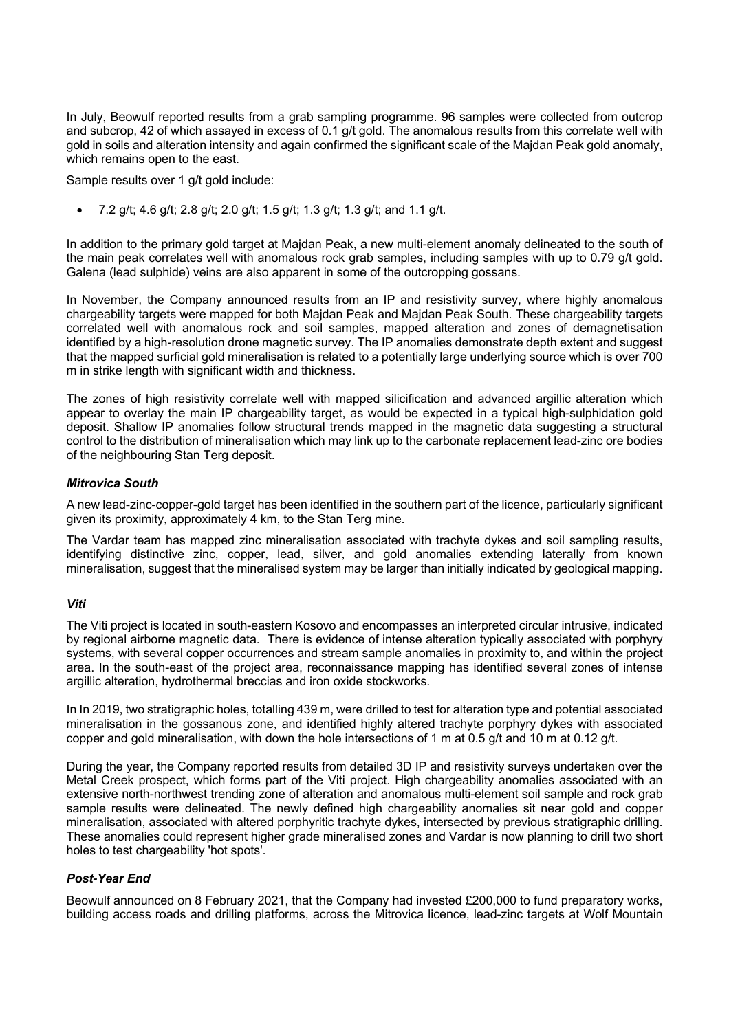In July, Beowulf reported results from a grab sampling programme. 96 samples were collected from outcrop and subcrop, 42 of which assayed in excess of 0.1 g/t gold. The anomalous results from this correlate well with gold in soils and alteration intensity and again confirmed the significant scale of the Majdan Peak gold anomaly, which remains open to the east.

Sample results over 1 g/t gold include:

- 7.2 g/t; 4.6 g/t; 2.8 g/t; 2.0 g/t; 1.5 g/t; 1.3 g/t; 1.3 g/t; and 1.1 g/t.

In addition to the primary gold target at Majdan Peak, a new multi-element anomaly delineated to the south of the main peak correlates well with anomalous rock grab samples, including samples with up to 0.79 g/t gold. Galena (lead sulphide) veins are also apparent in some of the outcropping gossans.

In November, the Company announced results from an IP and resistivity survey, where highly anomalous chargeability targets were mapped for both Majdan Peak and Majdan Peak South. These chargeability targets correlated well with anomalous rock and soil samples, mapped alteration and zones of demagnetisation identified by a high-resolution drone magnetic survey. The IP anomalies demonstrate depth extent and suggest that the mapped surficial gold mineralisation is related to a potentially large underlying source which is over 700 m in strike length with significant width and thickness.

The zones of high resistivity correlate well with mapped silicification and advanced argillic alteration which appear to overlay the main IP chargeability target, as would be expected in a typical high-sulphidation gold deposit. Shallow IP anomalies follow structural trends mapped in the magnetic data suggesting a structural control to the distribution of mineralisation which may link up to the carbonate replacement lead-zinc ore bodies of the neighbouring Stan Terg deposit.

### *Mitrovica South*

A new lead-zinc-copper-gold target has been identified in the southern part of the licence, particularly significant given its proximity, approximately 4 km, to the Stan Terg mine.

The Vardar team has mapped zinc mineralisation associated with trachyte dykes and soil sampling results, identifying distinctive zinc, copper, lead, silver, and gold anomalies extending laterally from known mineralisation, suggest that the mineralised system may be larger than initially indicated by geological mapping.

### *Viti*

The Viti project is located in south-eastern Kosovo and encompasses an interpreted circular intrusive, indicated by regional airborne magnetic data. There is evidence of intense alteration typically associated with porphyry systems, with several copper occurrences and stream sample anomalies in proximity to, and within the project area. In the south-east of the project area, reconnaissance mapping has identified several zones of intense argillic alteration, hydrothermal breccias and iron oxide stockworks.

In In 2019, two stratigraphic holes, totalling 439 m, were drilled to test for alteration type and potential associated mineralisation in the gossanous zone, and identified highly altered trachyte porphyry dykes with associated copper and gold mineralisation, with down the hole intersections of 1 m at 0.5 g/t and 10 m at 0.12 g/t.

During the year, the Company reported results from detailed 3D IP and resistivity surveys undertaken over the Metal Creek prospect, which forms part of the Viti project. High chargeability anomalies associated with an extensive north-northwest trending zone of alteration and anomalous multi-element soil sample and rock grab sample results were delineated. The newly defined high chargeability anomalies sit near gold and copper mineralisation, associated with altered porphyritic trachyte dykes, intersected by previous stratigraphic drilling. These anomalies could represent higher grade mineralised zones and Vardar is now planning to drill two short holes to test chargeability 'hot spots'.

### *Post-Year End*

Beowulf announced on 8 February 2021, that the Company had invested £200,000 to fund preparatory works, building access roads and drilling platforms, across the Mitrovica licence, lead-zinc targets at Wolf Mountain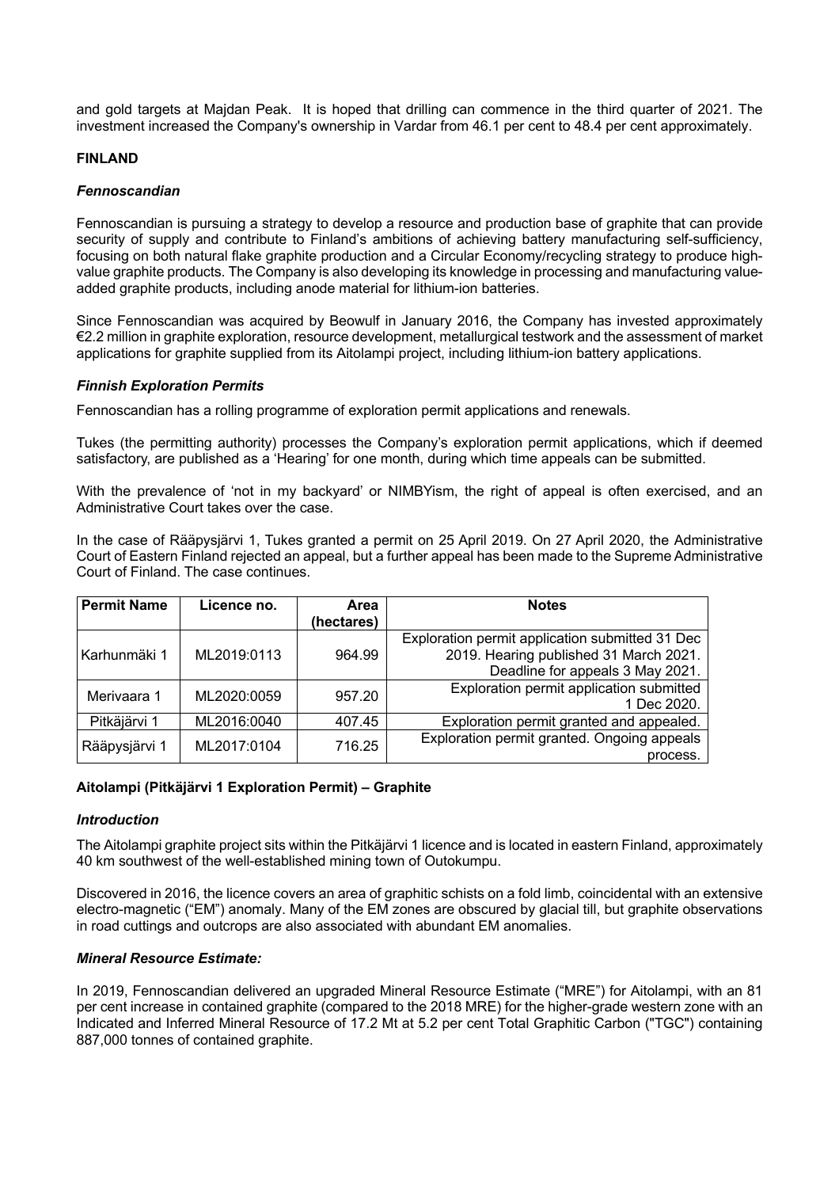and gold targets at Majdan Peak. It is hoped that drilling can commence in the third quarter of 2021. The investment increased the Company's ownership in Vardar from 46.1 per cent to 48.4 per cent approximately.

**FINLAND**

***Fennoscandian***

Fennoscandian is pursuing a strategy to develop a resource and production base of graphite that can provide security of supply and contribute to Finland's ambitions of achieving battery manufacturing self-sufficiency, focusing on both natural flake graphite production and a Circular Economy/recycling strategy to produce high-value graphite products. The Company is also developing its knowledge in processing and manufacturing value-added graphite products, including anode material for lithium-ion batteries.

Since Fennoscandian was acquired by Beowulf in January 2016, the Company has invested approximately €2.2 million in graphite exploration, resource development, metallurgical testwork and the assessment of market applications for graphite supplied from its Aitolampi project, including lithium-ion battery applications.

***Finnish Exploration Permits***

Fennoscandian has a rolling programme of exploration permit applications and renewals.

Tukes (the permitting authority) processes the Company's exploration permit applications, which if deemed satisfactory, are published as a 'Hearing' for one month, during which time appeals can be submitted.

With the prevalence of 'not in my backyard' or NIMBYism, the right of appeal is often exercised, and an Administrative Court takes over the case.

In the case of Rääpysjärvi 1, Tukes granted a permit on 25 April 2019. On 27 April 2020, the Administrative Court of Eastern Finland rejected an appeal, but a further appeal has been made to the Supreme Administrative Court of Finland. The case continues.

| Permit Name | Licence no. | Area (hectares) | Notes |
|---|---|---|---|
| Karhunmäki 1 | ML2019:0113 | 964.99 | Exploration permit application submitted 31 Dec 2019. Hearing published 31 March 2021. Deadline for appeals 3 May 2021. |
| Merivaara 1 | ML2020:0059 | 957.20 | Exploration permit application submitted 1 Dec 2020. |
| Pitkäjärvi 1 | ML2016:0040 | 407.45 | Exploration permit granted and appealed. |
| Rääpysjärvi 1 | ML2017:0104 | 716.25 | Exploration permit granted. Ongoing appeals process. |

**Aitolampi (Pitkäjärvi 1 Exploration Permit) – Graphite**

***Introduction***

The Aitolampi graphite project sits within the Pitkäjärvi 1 licence and is located in eastern Finland, approximately 40 km southwest of the well-established mining town of Outokumpu.

Discovered in 2016, the licence covers an area of graphitic schists on a fold limb, coincidental with an extensive electro-magnetic ("EM") anomaly. Many of the EM zones are obscured by glacial till, but graphite observations in road cuttings and outcrops are also associated with abundant EM anomalies.

***Mineral Resource Estimate:***

In 2019, Fennoscandian delivered an upgraded Mineral Resource Estimate ("MRE") for Aitolampi, with an 81 per cent increase in contained graphite (compared to the 2018 MRE) for the higher-grade western zone with an Indicated and Inferred Mineral Resource of 17.2 Mt at 5.2 per cent Total Graphitic Carbon ("TGC") containing 887,000 tonnes of contained graphite.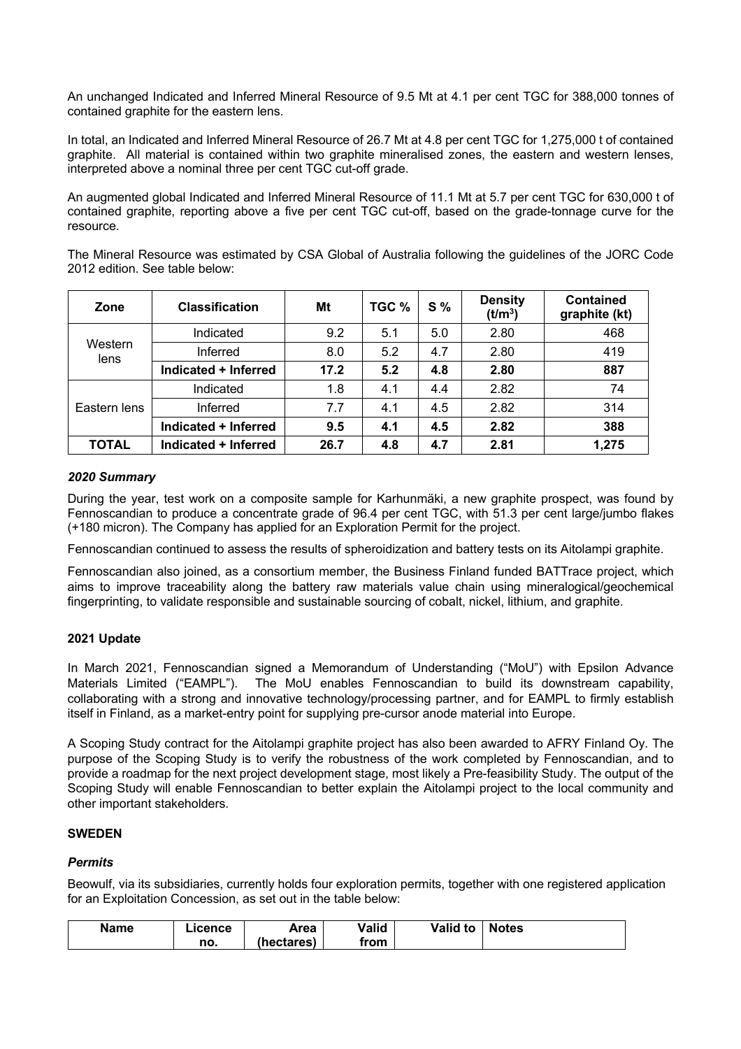An unchanged Indicated and Inferred Mineral Resource of 9.5 Mt at 4.1 per cent TGC for 388,000 tonnes of contained graphite for the eastern lens.

In total, an Indicated and Inferred Mineral Resource of 26.7 Mt at 4.8 per cent TGC for 1,275,000 t of contained graphite. All material is contained within two graphite mineralised zones, the eastern and western lenses, interpreted above a nominal three per cent TGC cut-off grade.

An augmented global Indicated and Inferred Mineral Resource of 11.1 Mt at 5.7 per cent TGC for 630,000 t of contained graphite, reporting above a five per cent TGC cut-off, based on the grade-tonnage curve for the resource.

The Mineral Resource was estimated by CSA Global of Australia following the guidelines of the JORC Code 2012 edition. See table below:

| Zone | Classification | Mt | TGC % | S % | Density ($t/m^3$) | Contained graphite (kt) |
|---|---|---|---|---|---|---|
| Western lens | Indicated | 9.2 | 5.1 | 5.0 | 2.80 | 468 |
| | Inferred | 8.0 | 5.2 | 4.7 | 2.80 | 419 |
| | **Indicated + Inferred** | **17.2** | **5.2** | **4.8** | **2.80** | **887** |
| Eastern lens | Indicated | 1.8 | 4.1 | 4.4 | 2.82 | 74 |
| | Inferred | 7.7 | 4.1 | 4.5 | 2.82 | 314 |
| | **Indicated + Inferred** | **9.5** | **4.1** | **4.5** | **2.82** | **388** |
| **TOTAL** | **Indicated + Inferred** | **26.7** | **4.8** | **4.7** | **2.81** | **1,275** |

### *2020 Summary*

During the year, test work on a composite sample for Karhunmäki, a new graphite prospect, was found by Fennoscandian to produce a concentrate grade of 96.4 per cent TGC, with 51.3 per cent large/jumbo flakes (+180 micron). The Company has applied for an Exploration Permit for the project.

Fennoscandian continued to assess the results of spheroidization and battery tests on its Aitolampi graphite.

Fennoscandian also joined, as a consortium member, the Business Finland funded BATTrace project, which aims to improve traceability along the battery raw materials value chain using mineralogical/geochemical fingerprinting, to validate responsible and sustainable sourcing of cobalt, nickel, lithium, and graphite.

### 2021 Update

In March 2021, Fennoscandian signed a Memorandum of Understanding ("MoU") with Epsilon Advance Materials Limited ("EAMPL"). The MoU enables Fennoscandian to build its downstream capability, collaborating with a strong and innovative technology/processing partner, and for EAMPL to firmly establish itself in Finland, as a market-entry point for supplying pre-cursor anode material into Europe.

A Scoping Study contract for the Aitolampi graphite project has also been awarded to AFRY Finland Oy. The purpose of the Scoping Study is to verify the robustness of the work completed by Fennoscandian, and to provide a roadmap for the next project development stage, most likely a Pre-feasibility Study. The output of the Scoping Study will enable Fennoscandian to better explain the Aitolampi project to the local community and other important stakeholders.

## SWEDEN

### *Permits*

Beowulf, via its subsidiaries, currently holds four exploration permits, together with one registered application for an Exploitation Concession, as set out in the table below:

| Name | Licence no. | Area (hectares) | Valid from | Valid to | Notes |
|---|---|---|---|---|---|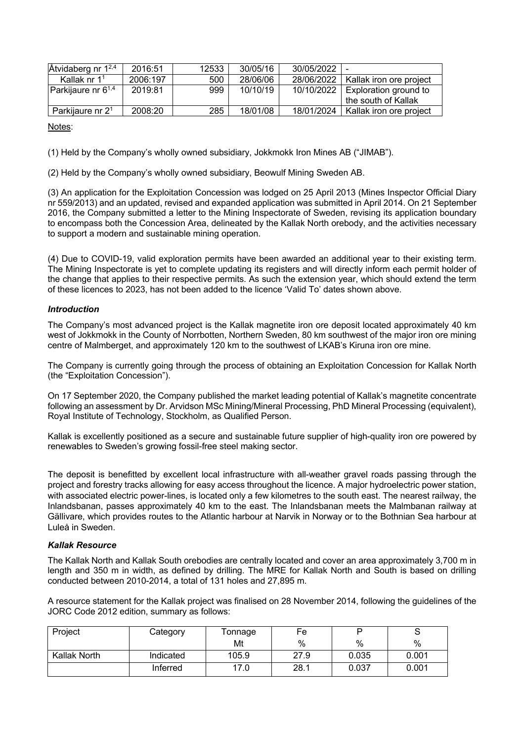| Åtvidaberg nr 1[2,4] | 2016:51 | 12533 | 30/05/16 | 30/05/2022 | - |
|---|---|---|---|---|---|
| Kallak nr 1[1] | 2006:197 | 500 | 28/06/06 | 28/06/2022 | Kallak iron ore project |
| Parkijaure nr 6[1,4] | 2019:81 | 999 | 10/10/19 | 10/10/2022 | Exploration ground to the south of Kallak |
| Parkijaure nr 2[1] | 2008:20 | 285 | 18/01/08 | 18/01/2024 | Kallak iron ore project |

Notes:

(1) Held by the Company's wholly owned subsidiary, Jokkmokk Iron Mines AB ("JIMAB").

(2) Held by the Company's wholly owned subsidiary, Beowulf Mining Sweden AB.

(3) An application for the Exploitation Concession was lodged on 25 April 2013 (Mines Inspector Official Diary nr 559/2013) and an updated, revised and expanded application was submitted in April 2014. On 21 September 2016, the Company submitted a letter to the Mining Inspectorate of Sweden, revising its application boundary to encompass both the Concession Area, delineated by the Kallak North orebody, and the activities necessary to support a modern and sustainable mining operation.

(4) Due to COVID-19, valid exploration permits have been awarded an additional year to their existing term. The Mining Inspectorate is yet to complete updating its registers and will directly inform each permit holder of the change that applies to their respective permits. As such the extension year, which should extend the term of these licences to 2023, has not been added to the licence 'Valid To' dates shown above.

### *Introduction*

The Company's most advanced project is the Kallak magnetite iron ore deposit located approximately 40 km west of Jokkmokk in the County of Norrbotten, Northern Sweden, 80 km southwest of the major iron ore mining centre of Malmberget, and approximately 120 km to the southwest of LKAB's Kiruna iron ore mine.

The Company is currently going through the process of obtaining an Exploitation Concession for Kallak North (the "Exploitation Concession").

On 17 September 2020, the Company published the market leading potential of Kallak's magnetite concentrate following an assessment by Dr. Arvidson MSc Mining/Mineral Processing, PhD Mineral Processing (equivalent), Royal Institute of Technology, Stockholm, as Qualified Person.

Kallak is excellently positioned as a secure and sustainable future supplier of high-quality iron ore powered by renewables to Sweden's growing fossil-free steel making sector.

The deposit is benefitted by excellent local infrastructure with all-weather gravel roads passing through the project and forestry tracks allowing for easy access throughout the licence. A major hydroelectric power station, with associated electric power-lines, is located only a few kilometres to the south east. The nearest railway, the Inlandsbanan, passes approximately 40 km to the east. The Inlandsbanan meets the Malmbanan railway at Gällivare, which provides routes to the Atlantic harbour at Narvik in Norway or to the Bothnian Sea harbour at Luleå in Sweden.

### *Kallak Resource*

The Kallak North and Kallak South orebodies are centrally located and cover an area approximately 3,700 m in length and 350 m in width, as defined by drilling. The MRE for Kallak North and South is based on drilling conducted between 2010-2014, a total of 131 holes and 27,895 m.

A resource statement for the Kallak project was finalised on 28 November 2014, following the guidelines of the JORC Code 2012 edition, summary as follows:

| Project | Category | Tonnage Mt | Fe % | P % | S % |
|---|---|---|---|---|---|
| Kallak North | Indicated | 105.9 | 27.9 | 0.035 | 0.001 |
| | Inferred | 17.0 | 28.1 | 0.037 | 0.001 |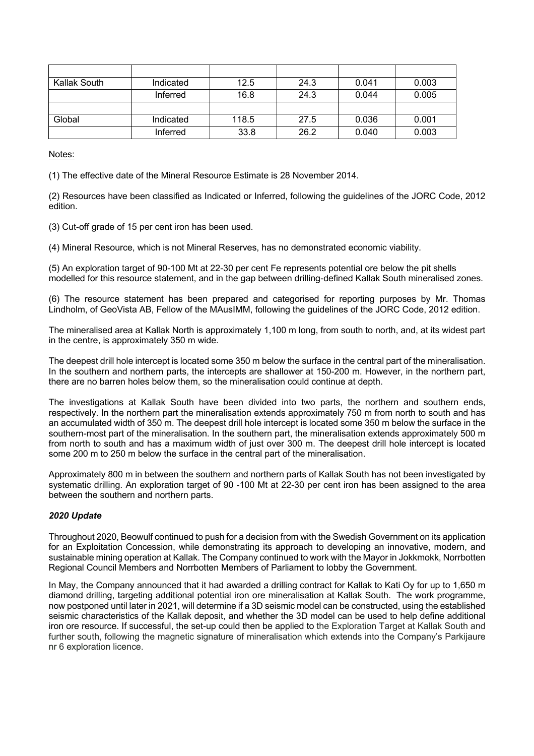| | | | | | |
|---|---|---|---|---|---|
| Kallak South | Indicated | 12.5 | 24.3 | 0.041 | 0.003 |
| | Inferred | 16.8 | 24.3 | 0.044 | 0.005 |
| | | | | | |
| Global | Indicated | 118.5 | 27.5 | 0.036 | 0.001 |
| | Inferred | 33.8 | 26.2 | 0.040 | 0.003 |

Notes:

(1) The effective date of the Mineral Resource Estimate is 28 November 2014.

(2) Resources have been classified as Indicated or Inferred, following the guidelines of the JORC Code, 2012 edition.

(3) Cut-off grade of 15 per cent iron has been used.

(4) Mineral Resource, which is not Mineral Reserves, has no demonstrated economic viability.

(5) An exploration target of 90-100 Mt at 22-30 per cent Fe represents potential ore below the pit shells modelled for this resource statement, and in the gap between drilling-defined Kallak South mineralised zones.

(6) The resource statement has been prepared and categorised for reporting purposes by Mr. Thomas Lindholm, of GeoVista AB, Fellow of the MAusIMM, following the guidelines of the JORC Code, 2012 edition.

The mineralised area at Kallak North is approximately 1,100 m long, from south to north, and, at its widest part in the centre, is approximately 350 m wide.

The deepest drill hole intercept is located some 350 m below the surface in the central part of the mineralisation. In the southern and northern parts, the intercepts are shallower at 150-200 m. However, in the northern part, there are no barren holes below them, so the mineralisation could continue at depth.

The investigations at Kallak South have been divided into two parts, the northern and southern ends, respectively. In the northern part the mineralisation extends approximately 750 m from north to south and has an accumulated width of 350 m. The deepest drill hole intercept is located some 350 m below the surface in the southern-most part of the mineralisation. In the southern part, the mineralisation extends approximately 500 m from north to south and has a maximum width of just over 300 m. The deepest drill hole intercept is located some 200 m to 250 m below the surface in the central part of the mineralisation.

Approximately 800 m in between the southern and northern parts of Kallak South has not been investigated by systematic drilling. An exploration target of 90 -100 Mt at 22-30 per cent iron has been assigned to the area between the southern and northern parts.

***2020 Update***

Throughout 2020, Beowulf continued to push for a decision from with the Swedish Government on its application for an Exploitation Concession, while demonstrating its approach to developing an innovative, modern, and sustainable mining operation at Kallak. The Company continued to work with the Mayor in Jokkmokk, Norrbotten Regional Council Members and Norrbotten Members of Parliament to lobby the Government.

In May, the Company announced that it had awarded a drilling contract for Kallak to Kati Oy for up to 1,650 m diamond drilling, targeting additional potential iron ore mineralisation at Kallak South. The work programme, now postponed until later in 2021, will determine if a 3D seismic model can be constructed, using the established seismic characteristics of the Kallak deposit, and whether the 3D model can be used to help define additional iron ore resource. If successful, the set-up could then be applied to the Exploration Target at Kallak South and further south, following the magnetic signature of mineralisation which extends into the Company's Parkijaure nr 6 exploration licence.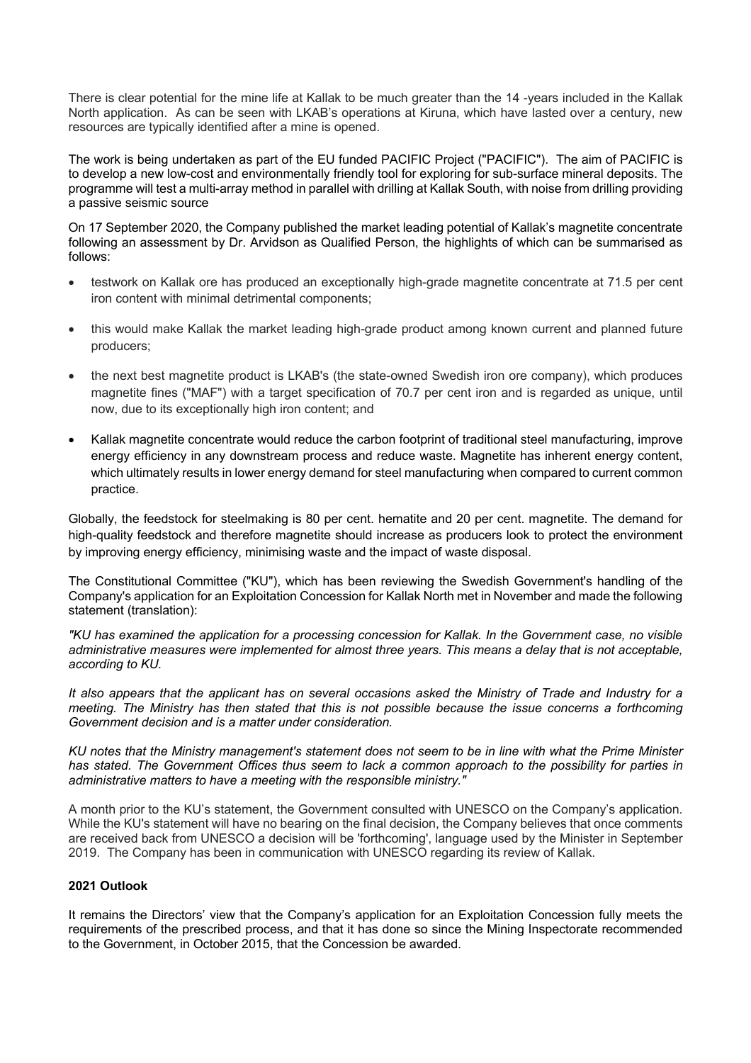There is clear potential for the mine life at Kallak to be much greater than the 14 -years included in the Kallak North application. As can be seen with LKAB's operations at Kiruna, which have lasted over a century, new resources are typically identified after a mine is opened.

The work is being undertaken as part of the EU funded PACIFIC Project ("PACIFIC"). The aim of PACIFIC is to develop a new low-cost and environmentally friendly tool for exploring for sub-surface mineral deposits. The programme will test a multi-array method in parallel with drilling at Kallak South, with noise from drilling providing a passive seismic source

On 17 September 2020, the Company published the market leading potential of Kallak's magnetite concentrate following an assessment by Dr. Arvidson as Qualified Person, the highlights of which can be summarised as follows:

- testwork on Kallak ore has produced an exceptionally high-grade magnetite concentrate at 71.5 per cent iron content with minimal detrimental components;
- this would make Kallak the market leading high-grade product among known current and planned future producers;
- the next best magnetite product is LKAB's (the state-owned Swedish iron ore company), which produces magnetite fines ("MAF") with a target specification of 70.7 per cent iron and is regarded as unique, until now, due to its exceptionally high iron content; and
- Kallak magnetite concentrate would reduce the carbon footprint of traditional steel manufacturing, improve energy efficiency in any downstream process and reduce waste. Magnetite has inherent energy content, which ultimately results in lower energy demand for steel manufacturing when compared to current common practice.

Globally, the feedstock for steelmaking is 80 per cent. hematite and 20 per cent. magnetite. The demand for high-quality feedstock and therefore magnetite should increase as producers look to protect the environment by improving energy efficiency, minimising waste and the impact of waste disposal.

The Constitutional Committee ("KU"), which has been reviewing the Swedish Government's handling of the Company's application for an Exploitation Concession for Kallak North met in November and made the following statement (translation):

*"KU has examined the application for a processing concession for Kallak. In the Government case, no visible administrative measures were implemented for almost three years. This means a delay that is not acceptable, according to KU.*

*It also appears that the applicant has on several occasions asked the Ministry of Trade and Industry for a meeting. The Ministry has then stated that this is not possible because the issue concerns a forthcoming Government decision and is a matter under consideration.*

*KU notes that the Ministry management's statement does not seem to be in line with what the Prime Minister has stated. The Government Offices thus seem to lack a common approach to the possibility for parties in administrative matters to have a meeting with the responsible ministry."*

A month prior to the KU's statement, the Government consulted with UNESCO on the Company's application. While the KU's statement will have no bearing on the final decision, the Company believes that once comments are received back from UNESCO a decision will be 'forthcoming', language used by the Minister in September 2019. The Company has been in communication with UNESCO regarding its review of Kallak.

**2021 Outlook**

It remains the Directors' view that the Company's application for an Exploitation Concession fully meets the requirements of the prescribed process, and that it has done so since the Mining Inspectorate recommended to the Government, in October 2015, that the Concession be awarded.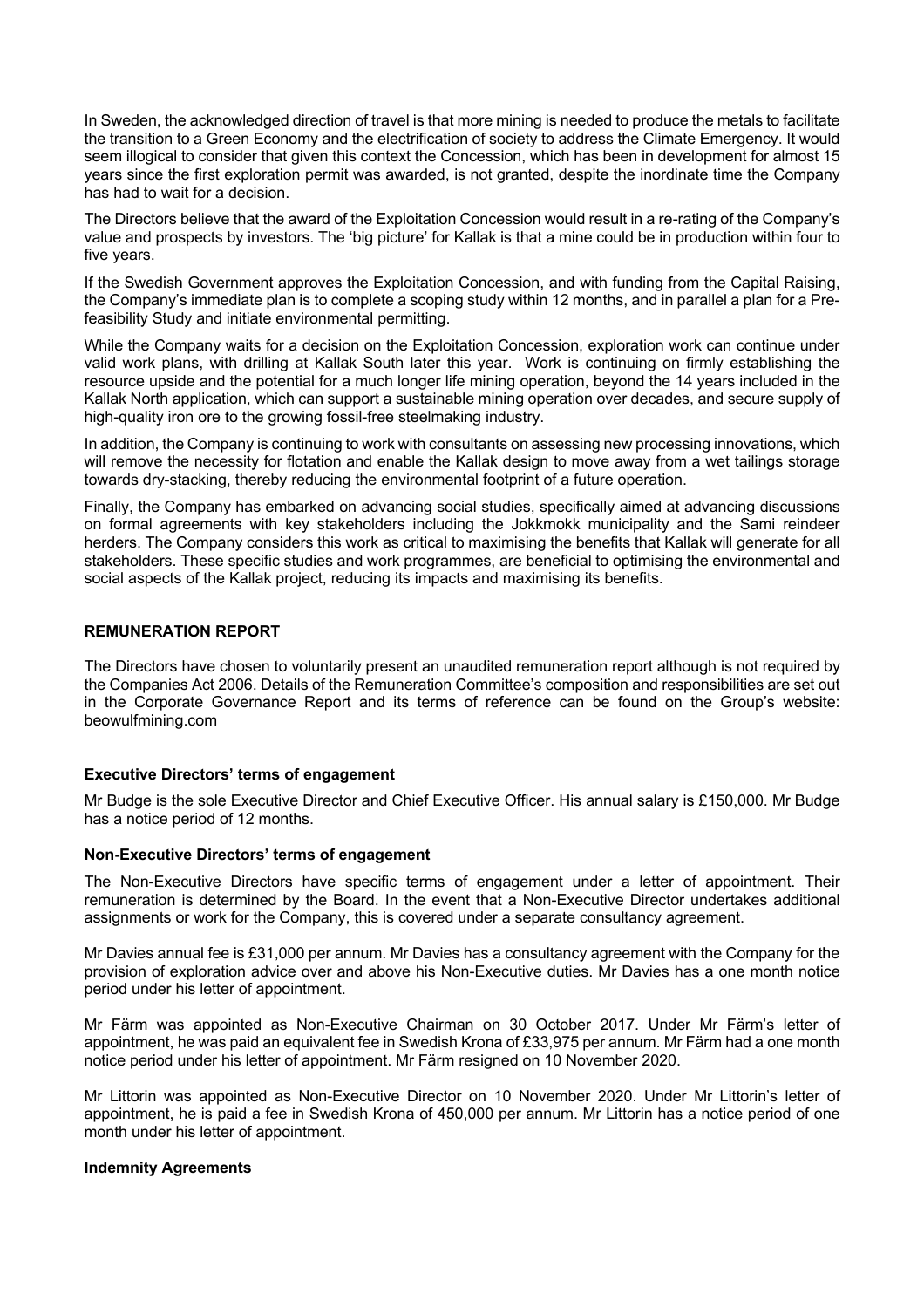In Sweden, the acknowledged direction of travel is that more mining is needed to produce the metals to facilitate the transition to a Green Economy and the electrification of society to address the Climate Emergency. It would seem illogical to consider that given this context the Concession, which has been in development for almost 15 years since the first exploration permit was awarded, is not granted, despite the inordinate time the Company has had to wait for a decision.

The Directors believe that the award of the Exploitation Concession would result in a re-rating of the Company's value and prospects by investors. The 'big picture' for Kallak is that a mine could be in production within four to five years.

If the Swedish Government approves the Exploitation Concession, and with funding from the Capital Raising, the Company's immediate plan is to complete a scoping study within 12 months, and in parallel a plan for a Pre-feasibility Study and initiate environmental permitting.

While the Company waits for a decision on the Exploitation Concession, exploration work can continue under valid work plans, with drilling at Kallak South later this year. Work is continuing on firmly establishing the resource upside and the potential for a much longer life mining operation, beyond the 14 years included in the Kallak North application, which can support a sustainable mining operation over decades, and secure supply of high-quality iron ore to the growing fossil-free steelmaking industry.

In addition, the Company is continuing to work with consultants on assessing new processing innovations, which will remove the necessity for flotation and enable the Kallak design to move away from a wet tailings storage towards dry-stacking, thereby reducing the environmental footprint of a future operation.

Finally, the Company has embarked on advancing social studies, specifically aimed at advancing discussions on formal agreements with key stakeholders including the Jokkmokk municipality and the Sami reindeer herders. The Company considers this work as critical to maximising the benefits that Kallak will generate for all stakeholders. These specific studies and work programmes, are beneficial to optimising the environmental and social aspects of the Kallak project, reducing its impacts and maximising its benefits.

## REMUNERATION REPORT

The Directors have chosen to voluntarily present an unaudited remuneration report although is not required by the Companies Act 2006. Details of the Remuneration Committee's composition and responsibilities are set out in the Corporate Governance Report and its terms of reference can be found on the Group's website: beowulfmining.com

### Executive Directors' terms of engagement

Mr Budge is the sole Executive Director and Chief Executive Officer. His annual salary is £150,000. Mr Budge has a notice period of 12 months.

### Non-Executive Directors' terms of engagement

The Non-Executive Directors have specific terms of engagement under a letter of appointment. Their remuneration is determined by the Board. In the event that a Non-Executive Director undertakes additional assignments or work for the Company, this is covered under a separate consultancy agreement.

Mr Davies annual fee is £31,000 per annum. Mr Davies has a consultancy agreement with the Company for the provision of exploration advice over and above his Non-Executive duties. Mr Davies has a one month notice period under his letter of appointment.

Mr Färm was appointed as Non-Executive Chairman on 30 October 2017. Under Mr Färm's letter of appointment, he was paid an equivalent fee in Swedish Krona of £33,975 per annum. Mr Färm had a one month notice period under his letter of appointment. Mr Färm resigned on 10 November 2020.

Mr Littorin was appointed as Non-Executive Director on 10 November 2020. Under Mr Littorin's letter of appointment, he is paid a fee in Swedish Krona of 450,000 per annum. Mr Littorin has a notice period of one month under his letter of appointment.

### Indemnity Agreements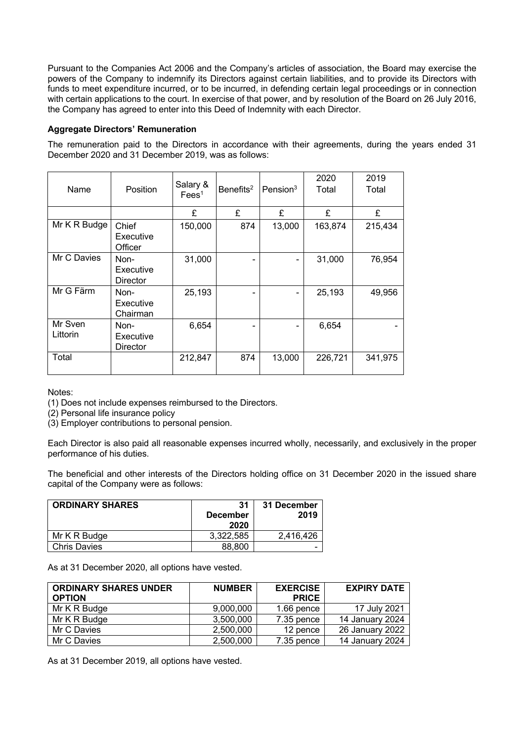Pursuant to the Companies Act 2006 and the Company's articles of association, the Board may exercise the powers of the Company to indemnify its Directors against certain liabilities, and to provide its Directors with funds to meet expenditure incurred, or to be incurred, in defending certain legal proceedings or in connection with certain applications to the court. In exercise of that power, and by resolution of the Board on 26 July 2016, the Company has agreed to enter into this Deed of Indemnity with each Director.

**Aggregate Directors' Remuneration**

The remuneration paid to the Directors in accordance with their agreements, during the years ended 31 December 2020 and 31 December 2019, was as follows:

| Name | Position | Salary & Fees[1] | Benefits[2] | Pension[3] | 2020 Total | 2019 Total |
|---|---|---|---|---|---|---|
| | | £ | £ | £ | £ | £ |
| Mr K R Budge | Chief Executive Officer | 150,000 | 874 | 13,000 | 163,874 | 215,434 |
| Mr C Davies | Non-Executive Director | 31,000 | - | - | 31,000 | 76,954 |
| Mr G Färm | Non-Executive Chairman | 25,193 | - | - | 25,193 | 49,956 |
| Mr Sven Littorin | Non-Executive Director | 6,654 | - | - | 6,654 | - |
| Total | | 212,847 | 874 | 13,000 | 226,721 | 341,975 |

Notes:
(1) Does not include expenses reimbursed to the Directors.
(2) Personal life insurance policy
(3) Employer contributions to personal pension.

Each Director is also paid all reasonable expenses incurred wholly, necessarily, and exclusively in the proper performance of his duties.

The beneficial and other interests of the Directors holding office on 31 December 2020 in the issued share capital of the Company were as follows:

| ORDINARY SHARES | 31 December 2020 | 31 December 2019 |
|---|---|---|
| Mr K R Budge | 3,322,585 | 2,416,426 |
| Chris Davies | 88,800 | - |

As at 31 December 2020, all options have vested.

| ORDINARY SHARES UNDER OPTION | NUMBER | EXERCISE PRICE | EXPIRY DATE |
|---|---|---|---|
| Mr K R Budge | 9,000,000 | 1.66 pence | 17 July 2021 |
| Mr K R Budge | 3,500,000 | 7.35 pence | 14 January 2024 |
| Mr C Davies | 2,500,000 | 12 pence | 26 January 2022 |
| Mr C Davies | 2,500,000 | 7.35 pence | 14 January 2024 |

As at 31 December 2019, all options have vested.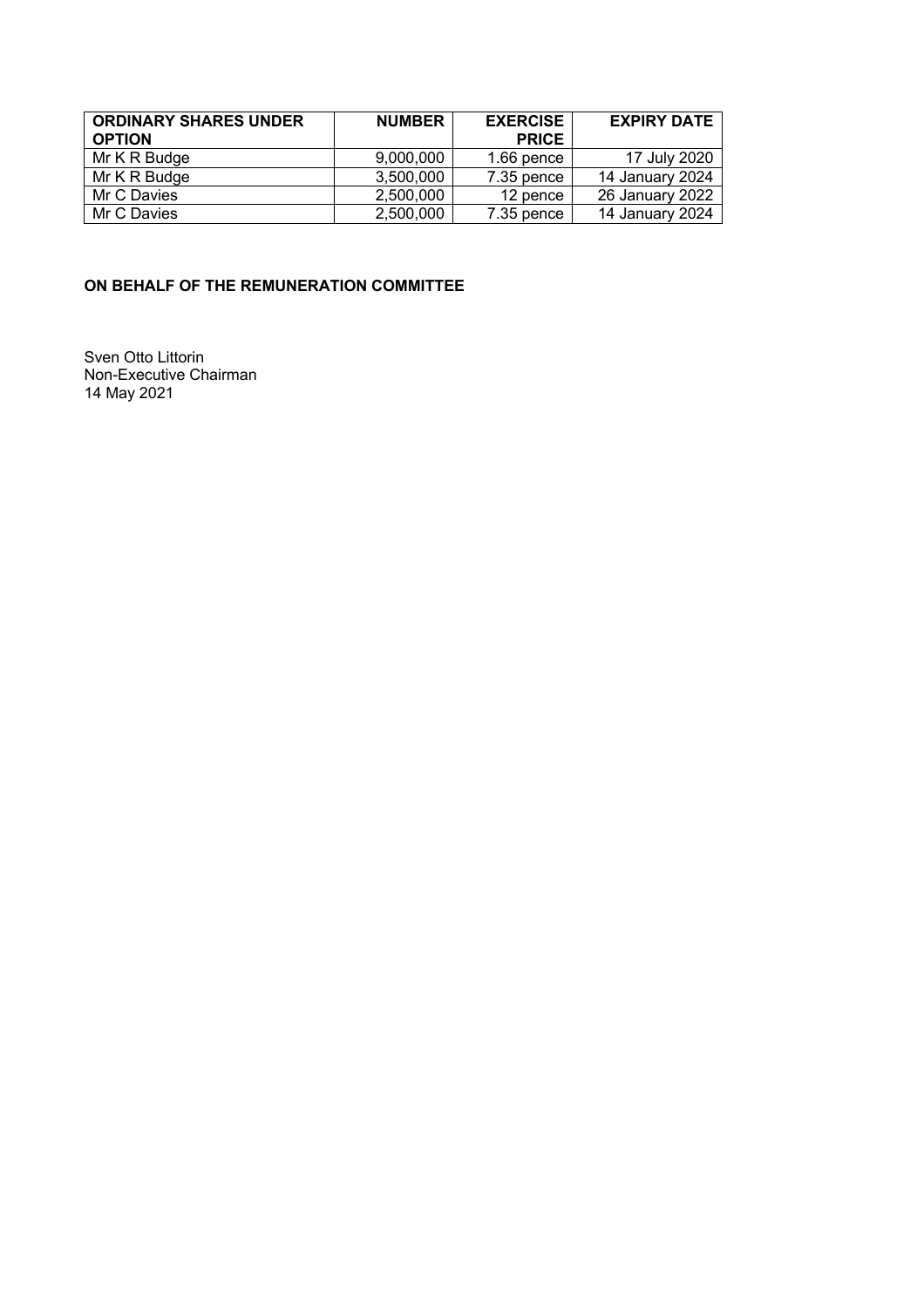| ORDINARY SHARES UNDER OPTION | NUMBER | EXERCISE PRICE | EXPIRY DATE |
| --- | --- | --- | --- |
| Mr K R Budge | 9,000,000 | 1.66 pence | 17 July 2020 |
| Mr K R Budge | 3,500,000 | 7.35 pence | 14 January 2024 |
| Mr C Davies | 2,500,000 | 12 pence | 26 January 2022 |
| Mr C Davies | 2,500,000 | 7.35 pence | 14 January 2024 |

**ON BEHALF OF THE REMUNERATION COMMITTEE**

Sven Otto Littorin
Non-Executive Chairman
14 May 2021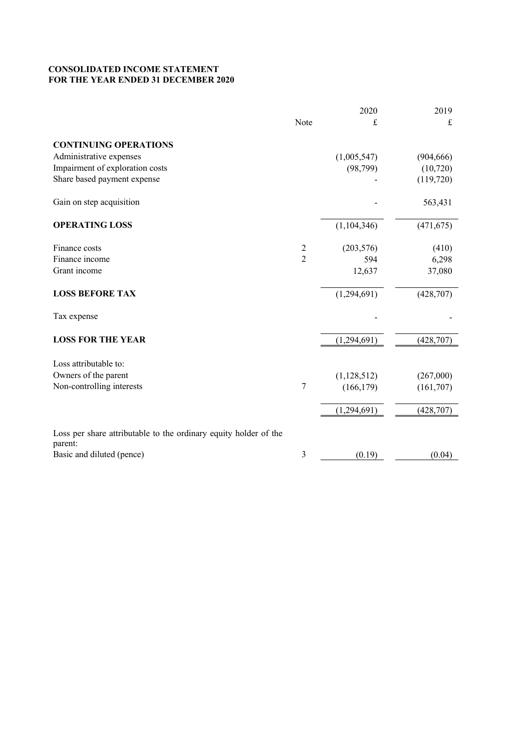**CONSOLIDATED INCOME STATEMENT**
**FOR THE YEAR ENDED 31 DECEMBER 2020**

| | Note | 2020 £ | 2019 £ |
|---|---|---|---|
| **CONTINUING OPERATIONS** | | | |
| Administrative expenses | | (1,005,547) | (904,666) |
| Impairment of exploration costs | | (98,799) | (10,720) |
| Share based payment expense | | - | (119,720) |
| Gain on step acquisition | | - | 563,431 |
| **OPERATING LOSS** | | (1,104,346) | (471,675) |
| Finance costs | 2 | (203,576) | (410) |
| Finance income | 2 | 594 | 6,298 |
| Grant income | | 12,637 | 37,080 |
| **LOSS BEFORE TAX** | | (1,294,691) | (428,707) |
| Tax expense | | - | - |
| **LOSS FOR THE YEAR** | | (1,294,691) | (428,707) |
| Loss attributable to: | | | |
| Owners of the parent | | (1,128,512) | (267,000) |
| Non-controlling interests | 7 | (166,179) | (161,707) |
| | | (1,294,691) | (428,707) |
| Loss per share attributable to the ordinary equity holder of the parent: | | | |
| Basic and diluted (pence) | 3 | (0.19) | (0.04) |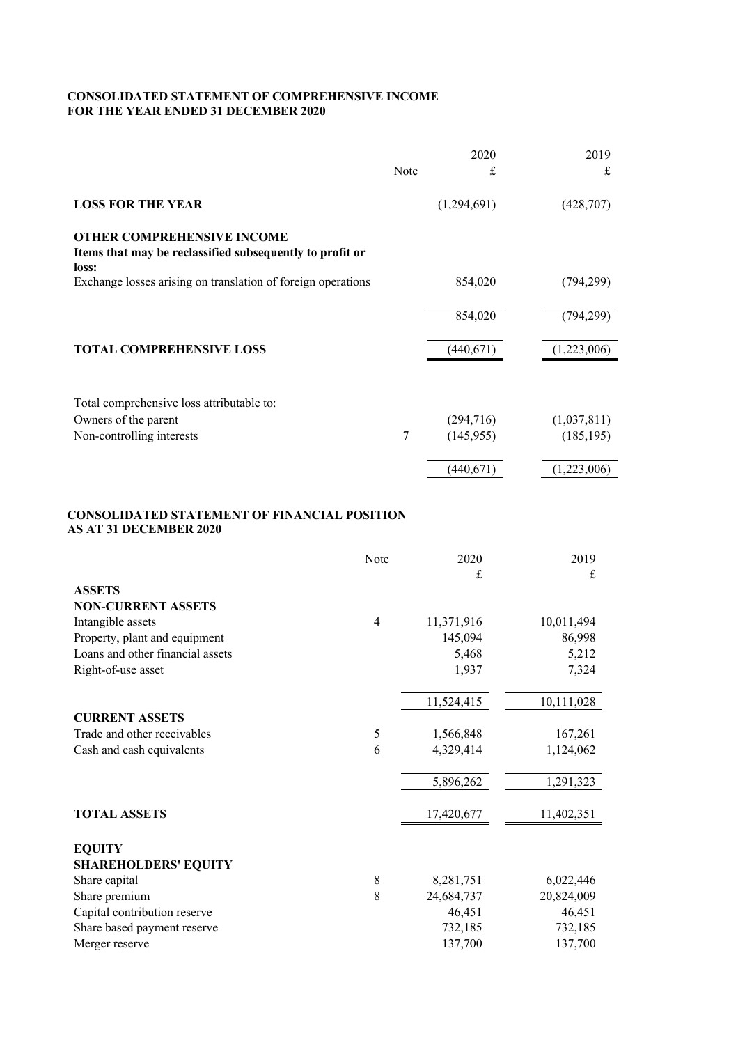**CONSOLIDATED STATEMENT OF COMPREHENSIVE INCOME**
**FOR THE YEAR ENDED 31 DECEMBER 2020**

| | Note | 2020<br>£ | 2019<br>£ |
|---|---|---|---|
| **LOSS FOR THE YEAR** | | (1,294,691) | (428,707) |
| **OTHER COMPREHENSIVE INCOME** | | | |
| **Items that may be reclassified subsequently to profit or loss:** | | | |
| Exchange losses arising on translation of foreign operations | | 854,020 | (794,299) |
| | | 854,020 | (794,299) |
| **TOTAL COMPREHENSIVE LOSS** | | (440,671) | (1,223,006) |
| Total comprehensive loss attributable to: | | | |
| Owners of the parent | | (294,716) | (1,037,811) |
| Non-controlling interests | 7 | (145,955) | (185,195) |
| | | (440,671) | (1,223,006) |

**CONSOLIDATED STATEMENT OF FINANCIAL POSITION**
**AS AT 31 DECEMBER 2020**

| | Note | 2020<br>£ | 2019<br>£ |
|---|---|---|---|
| **ASSETS** | | | |
| **NON-CURRENT ASSETS** | | | |
| Intangible assets | 4 | 11,371,916 | 10,011,494 |
| Property, plant and equipment | | 145,094 | 86,998 |
| Loans and other financial assets | | 5,468 | 5,212 |
| Right-of-use asset | | 1,937 | 7,324 |
| | | 11,524,415 | 10,111,028 |
| **CURRENT ASSETS** | | | |
| Trade and other receivables | 5 | 1,566,848 | 167,261 |
| Cash and cash equivalents | 6 | 4,329,414 | 1,124,062 |
| | | 5,896,262 | 1,291,323 |
| **TOTAL ASSETS** | | 17,420,677 | 11,402,351 |
| **EQUITY** | | | |
| **SHAREHOLDERS' EQUITY** | | | |
| Share capital | 8 | 8,281,751 | 6,022,446 |
| Share premium | 8 | 24,684,737 | 20,824,009 |
| Capital contribution reserve | | 46,451 | 46,451 |
| Share based payment reserve | | 732,185 | 732,185 |
| Merger reserve | | 137,700 | 137,700 |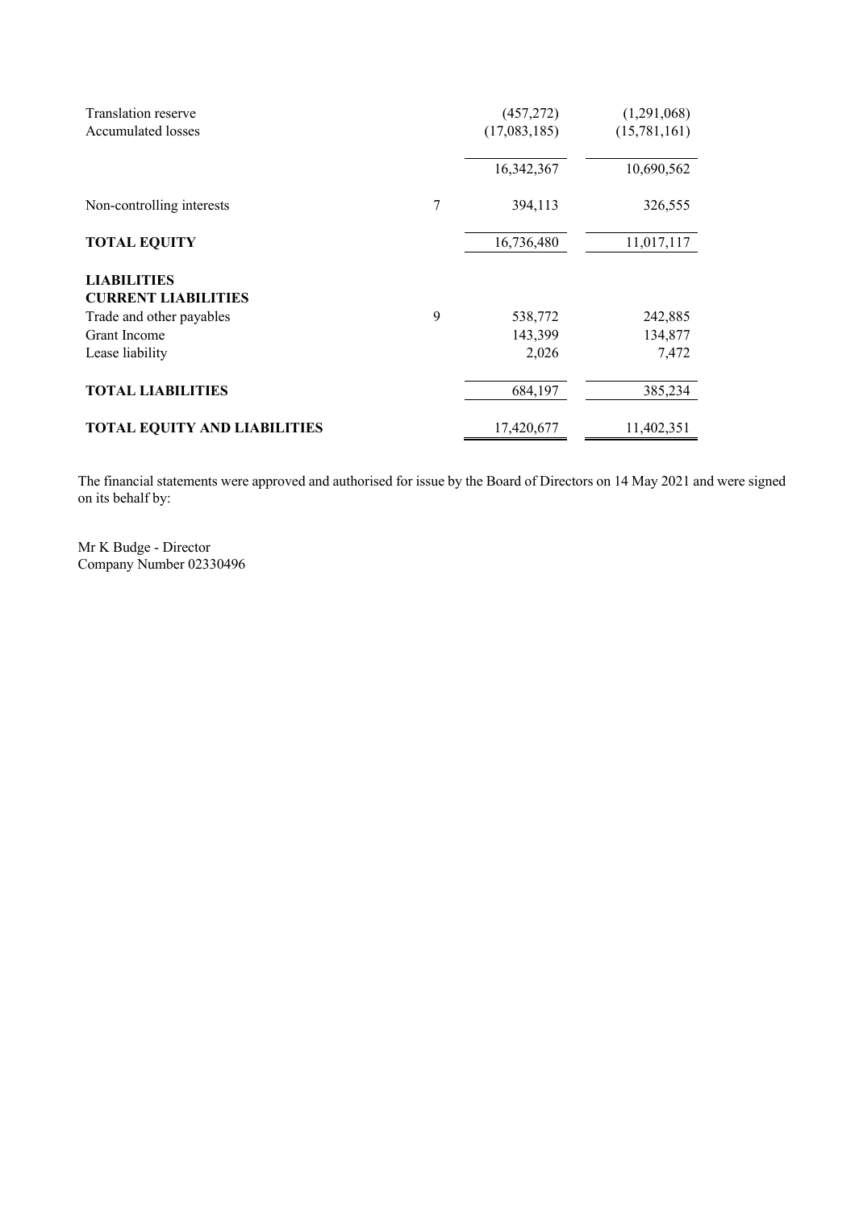| | Note | | |
|---|---|---|---|
| Translation reserve | | (457,272) | (1,291,068) |
| Accumulated losses | | (17,083,185) | (15,781,161) |
| | | 16,342,367 | 10,690,562 |
| Non-controlling interests | 7 | 394,113 | 326,555 |
| **TOTAL EQUITY** | | 16,736,480 | 11,017,117 |
| **LIABILITIES** | | | |
| **CURRENT LIABILITIES** | | | |
| Trade and other payables | 9 | 538,772 | 242,885 |
| Grant Income | | 143,399 | 134,877 |
| Lease liability | | 2,026 | 7,472 |
| **TOTAL LIABILITIES** | | 684,197 | 385,234 |
| **TOTAL EQUITY AND LIABILITIES** | | 17,420,677 | 11,402,351 |

The financial statements were approved and authorised for issue by the Board of Directors on 14 May 2021 and were signed on its behalf by:

Mr K Budge - Director
Company Number 02330496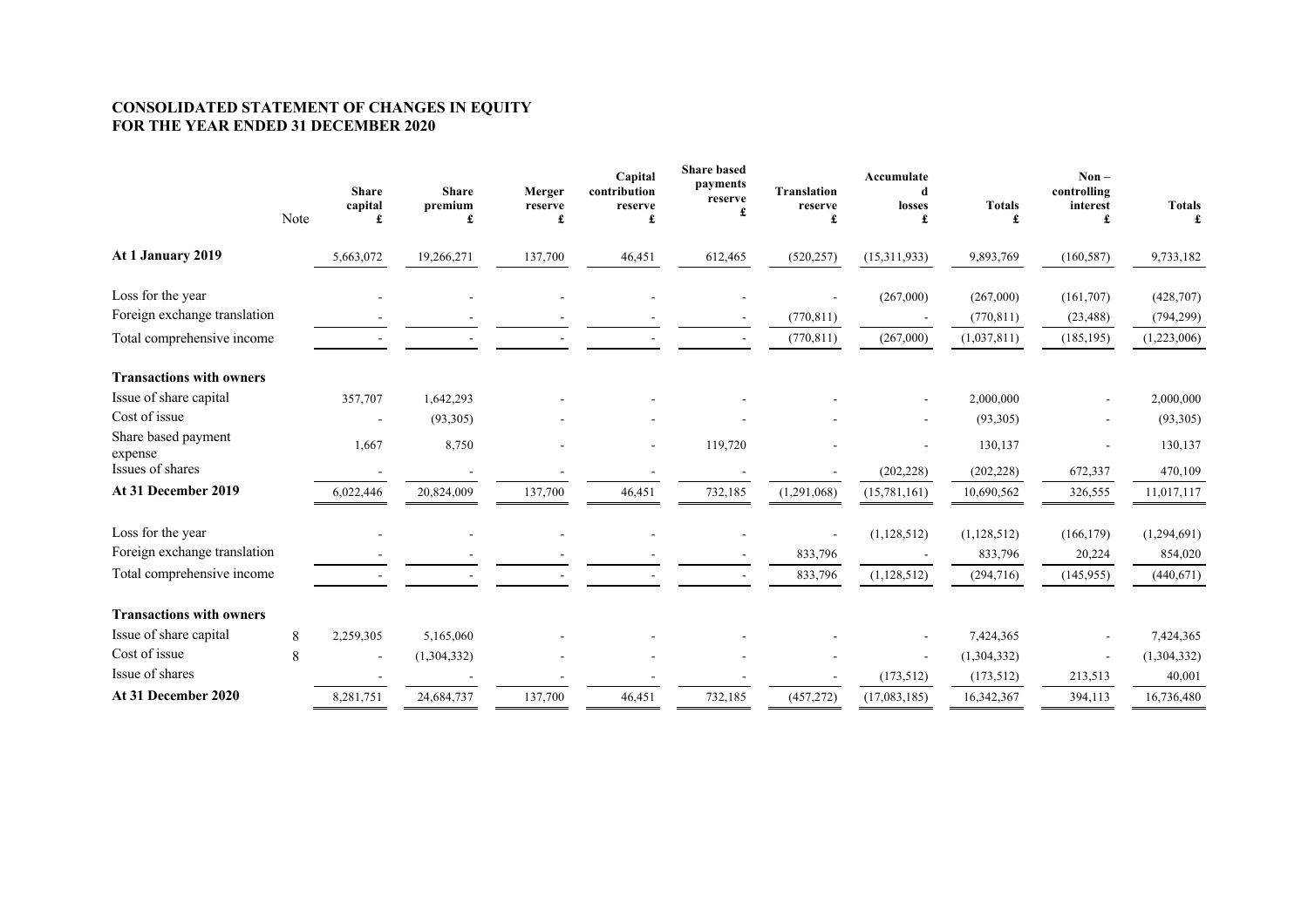# CONSOLIDATED STATEMENT OF CHANGES IN EQUITY
# FOR THE YEAR ENDED 31 DECEMBER 2020

| | Note | Share capital £ | Share premium £ | Merger reserve £ | Capital contribution reserve £ | Share based payments reserve £ | Translation reserve £ | Accumulated losses £ | Totals £ | Non – controlling interest £ | Totals £ |
|---|---|---|---|---|---|---|---|---|---|---|---|
| **At 1 January 2019** | | 5,663,072 | 19,266,271 | 137,700 | 46,451 | 612,465 | (520,257) | (15,311,933) | 9,893,769 | (160,587) | 9,733,182 |
| Loss for the year | | - | - | - | - | - | - | (267,000) | (267,000) | (161,707) | (428,707) |
| Foreign exchange translation | | - | - | - | - | - | (770,811) | - | (770,811) | (23,488) | (794,299) |
| Total comprehensive income | | - | - | - | - | - | (770,811) | (267,000) | (1,037,811) | (185,195) | (1,223,006) |
| **Transactions with owners** | | | | | | | | | | | |
| Issue of share capital | | 357,707 | 1,642,293 | - | - | - | - | - | 2,000,000 | - | 2,000,000 |
| Cost of issue | | - | (93,305) | - | - | - | - | - | (93,305) | - | (93,305) |
| Share based payment expense | | 1,667 | 8,750 | - | - | 119,720 | - | - | 130,137 | - | 130,137 |
| Issues of shares | | - | - | - | - | - | - | (202,228) | (202,228) | 672,337 | 470,109 |
| **At 31 December 2019** | | 6,022,446 | 20,824,009 | 137,700 | 46,451 | 732,185 | (1,291,068) | (15,781,161) | 10,690,562 | 326,555 | 11,017,117 |
| Loss for the year | | - | - | - | - | - | - | (1,128,512) | (1,128,512) | (166,179) | (1,294,691) |
| Foreign exchange translation | | - | - | - | - | - | 833,796 | - | 833,796 | 20,224 | 854,020 |
| Total comprehensive income | | - | - | - | - | - | 833,796 | (1,128,512) | (294,716) | (145,955) | (440,671) |
| **Transactions with owners** | | | | | | | | | | | |
| Issue of share capital | 8 | 2,259,305 | 5,165,060 | - | - | - | - | - | 7,424,365 | - | 7,424,365 |
| Cost of issue | 8 | - | (1,304,332) | - | - | - | - | - | (1,304,332) | - | (1,304,332) |
| Issue of shares | | - | - | - | - | - | - | (173,512) | (173,512) | 213,513 | 40,001 |
| **At 31 December 2020** | | 8,281,751 | 24,684,737 | 137,700 | 46,451 | 732,185 | (457,272) | (17,083,185) | 16,342,367 | 394,113 | 16,736,480 |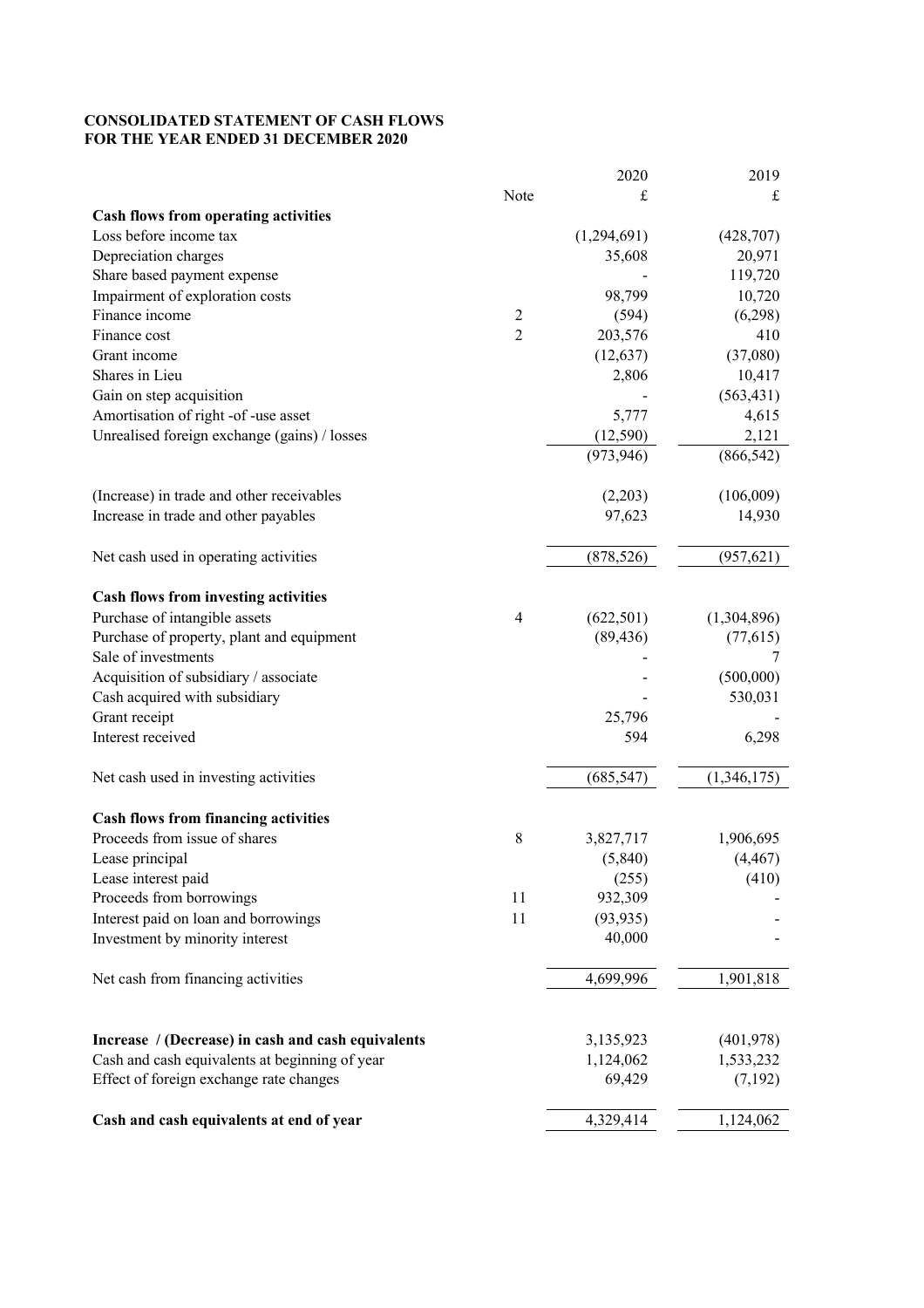**CONSOLIDATED STATEMENT OF CASH FLOWS**
**FOR THE YEAR ENDED 31 DECEMBER 2020**

| | Note | 2020 | 2019 |
|---|---|---|---|
| | | £ | £ |
| **Cash flows from operating activities** | | | |
| Loss before income tax | | (1,294,691) | (428,707) |
| Depreciation charges | | 35,608 | 20,971 |
| Share based payment expense | | - | 119,720 |
| Impairment of exploration costs | | 98,799 | 10,720 |
| Finance income | 2 | (594) | (6,298) |
| Finance cost | 2 | 203,576 | 410 |
| Grant income | | (12,637) | (37,080) |
| Shares in Lieu | | 2,806 | 10,417 |
| Gain on step acquisition | | - | (563,431) |
| Amortisation of right -of -use asset | | 5,777 | 4,615 |
| Unrealised foreign exchange (gains) / losses | | (12,590) | 2,121 |
| | | (973,946) | (866,542) |
| (Increase) in trade and other receivables | | (2,203) | (106,009) |
| Increase in trade and other payables | | 97,623 | 14,930 |
| Net cash used in operating activities | | (878,526) | (957,621) |
| **Cash flows from investing activities** | | | |
| Purchase of intangible assets | 4 | (622,501) | (1,304,896) |
| Purchase of property, plant and equipment | | (89,436) | (77,615) |
| Sale of investments | | - | 7 |
| Acquisition of subsidiary / associate | | - | (500,000) |
| Cash acquired with subsidiary | | - | 530,031 |
| Grant receipt | | 25,796 | - |
| Interest received | | 594 | 6,298 |
| Net cash used in investing activities | | (685,547) | (1,346,175) |
| **Cash flows from financing activities** | | | |
| Proceeds from issue of shares | 8 | 3,827,717 | 1,906,695 |
| Lease principal | | (5,840) | (4,467) |
| Lease interest paid | | (255) | (410) |
| Proceeds from borrowings | 11 | 932,309 | - |
| Interest paid on loan and borrowings | 11 | (93,935) | - |
| Investment by minority interest | | 40,000 | - |
| Net cash from financing activities | | 4,699,996 | 1,901,818 |
| **Increase / (Decrease) in cash and cash equivalents** | | 3,135,923 | (401,978) |
| Cash and cash equivalents at beginning of year | | 1,124,062 | 1,533,232 |
| Effect of foreign exchange rate changes | | 69,429 | (7,192) |
| **Cash and cash equivalents at end of year** | | 4,329,414 | 1,124,062 |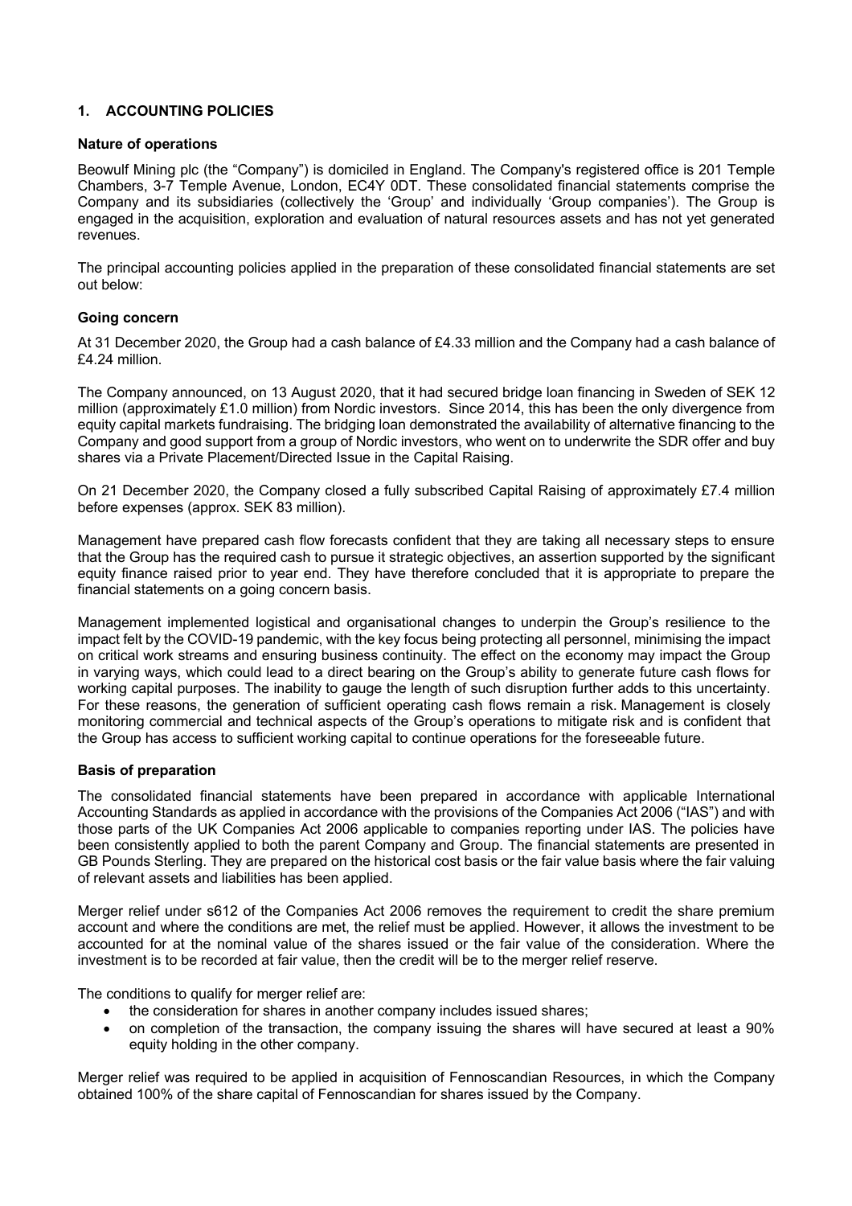## 1. ACCOUNTING POLICIES

### Nature of operations

Beowulf Mining plc (the "Company") is domiciled in England. The Company's registered office is 201 Temple Chambers, 3-7 Temple Avenue, London, EC4Y 0DT. These consolidated financial statements comprise the Company and its subsidiaries (collectively the 'Group' and individually 'Group companies'). The Group is engaged in the acquisition, exploration and evaluation of natural resources assets and has not yet generated revenues.

The principal accounting policies applied in the preparation of these consolidated financial statements are set out below:

### Going concern

At 31 December 2020, the Group had a cash balance of £4.33 million and the Company had a cash balance of £4.24 million.

The Company announced, on 13 August 2020, that it had secured bridge loan financing in Sweden of SEK 12 million (approximately £1.0 million) from Nordic investors. Since 2014, this has been the only divergence from equity capital markets fundraising. The bridging loan demonstrated the availability of alternative financing to the Company and good support from a group of Nordic investors, who went on to underwrite the SDR offer and buy shares via a Private Placement/Directed Issue in the Capital Raising.

On 21 December 2020, the Company closed a fully subscribed Capital Raising of approximately £7.4 million before expenses (approx. SEK 83 million).

Management have prepared cash flow forecasts confident that they are taking all necessary steps to ensure that the Group has the required cash to pursue it strategic objectives, an assertion supported by the significant equity finance raised prior to year end. They have therefore concluded that it is appropriate to prepare the financial statements on a going concern basis.

Management implemented logistical and organisational changes to underpin the Group's resilience to the impact felt by the COVID-19 pandemic, with the key focus being protecting all personnel, minimising the impact on critical work streams and ensuring business continuity. The effect on the economy may impact the Group in varying ways, which could lead to a direct bearing on the Group's ability to generate future cash flows for working capital purposes. The inability to gauge the length of such disruption further adds to this uncertainty. For these reasons, the generation of sufficient operating cash flows remain a risk. Management is closely monitoring commercial and technical aspects of the Group's operations to mitigate risk and is confident that the Group has access to sufficient working capital to continue operations for the foreseeable future.

### Basis of preparation

The consolidated financial statements have been prepared in accordance with applicable International Accounting Standards as applied in accordance with the provisions of the Companies Act 2006 ("IAS") and with those parts of the UK Companies Act 2006 applicable to companies reporting under IAS. The policies have been consistently applied to both the parent Company and Group. The financial statements are presented in GB Pounds Sterling. They are prepared on the historical cost basis or the fair value basis where the fair valuing of relevant assets and liabilities has been applied.

Merger relief under s612 of the Companies Act 2006 removes the requirement to credit the share premium account and where the conditions are met, the relief must be applied. However, it allows the investment to be accounted for at the nominal value of the shares issued or the fair value of the consideration. Where the investment is to be recorded at fair value, then the credit will be to the merger relief reserve.

The conditions to qualify for merger relief are:

- the consideration for shares in another company includes issued shares;
- on completion of the transaction, the company issuing the shares will have secured at least a 90% equity holding in the other company.

Merger relief was required to be applied in acquisition of Fennoscandian Resources, in which the Company obtained 100% of the share capital of Fennoscandian for shares issued by the Company.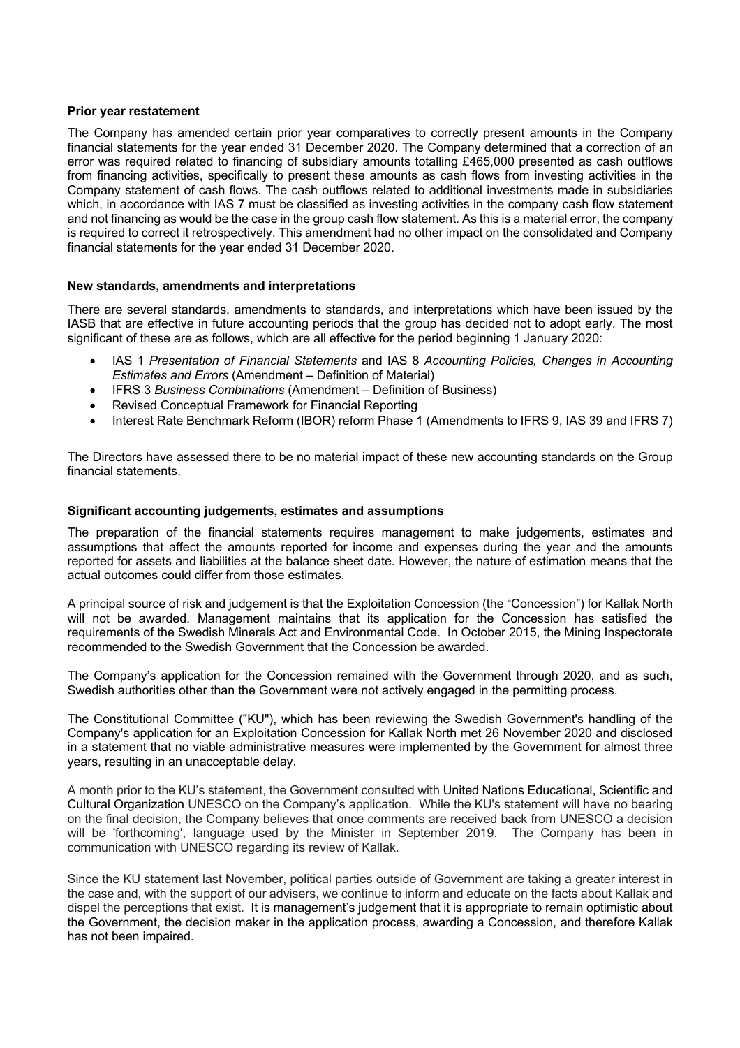**Prior year restatement**

The Company has amended certain prior year comparatives to correctly present amounts in the Company financial statements for the year ended 31 December 2020. The Company determined that a correction of an error was required related to financing of subsidiary amounts totalling £465,000 presented as cash outflows from financing activities, specifically to present these amounts as cash flows from investing activities in the Company statement of cash flows. The cash outflows related to additional investments made in subsidiaries which, in accordance with IAS 7 must be classified as investing activities in the company cash flow statement and not financing as would be the case in the group cash flow statement. As this is a material error, the company is required to correct it retrospectively. This amendment had no other impact on the consolidated and Company financial statements for the year ended 31 December 2020.

**New standards, amendments and interpretations**

There are several standards, amendments to standards, and interpretations which have been issued by the IASB that are effective in future accounting periods that the group has decided not to adopt early. The most significant of these are as follows, which are all effective for the period beginning 1 January 2020:

- IAS 1 *Presentation of Financial Statements* and IAS 8 *Accounting Policies, Changes in Accounting Estimates and Errors* (Amendment – Definition of Material)
- IFRS 3 *Business Combinations* (Amendment – Definition of Business)
- Revised Conceptual Framework for Financial Reporting
- Interest Rate Benchmark Reform (IBOR) reform Phase 1 (Amendments to IFRS 9, IAS 39 and IFRS 7)

The Directors have assessed there to be no material impact of these new accounting standards on the Group financial statements.

**Significant accounting judgements, estimates and assumptions**

The preparation of the financial statements requires management to make judgements, estimates and assumptions that affect the amounts reported for income and expenses during the year and the amounts reported for assets and liabilities at the balance sheet date. However, the nature of estimation means that the actual outcomes could differ from those estimates.

A principal source of risk and judgement is that the Exploitation Concession (the "Concession") for Kallak North will not be awarded. Management maintains that its application for the Concession has satisfied the requirements of the Swedish Minerals Act and Environmental Code. In October 2015, the Mining Inspectorate recommended to the Swedish Government that the Concession be awarded.

The Company's application for the Concession remained with the Government through 2020, and as such, Swedish authorities other than the Government were not actively engaged in the permitting process.

The Constitutional Committee ("KU"), which has been reviewing the Swedish Government's handling of the Company's application for an Exploitation Concession for Kallak North met 26 November 2020 and disclosed in a statement that no viable administrative measures were implemented by the Government for almost three years, resulting in an unacceptable delay.

A month prior to the KU's statement, the Government consulted with United Nations Educational, Scientific and Cultural Organization UNESCO on the Company's application. While the KU's statement will have no bearing on the final decision, the Company believes that once comments are received back from UNESCO a decision will be 'forthcoming', language used by the Minister in September 2019. The Company has been in communication with UNESCO regarding its review of Kallak.

Since the KU statement last November, political parties outside of Government are taking a greater interest in the case and, with the support of our advisers, we continue to inform and educate on the facts about Kallak and dispel the perceptions that exist. It is management's judgement that it is appropriate to remain optimistic about the Government, the decision maker in the application process, awarding a Concession, and therefore Kallak has not been impaired.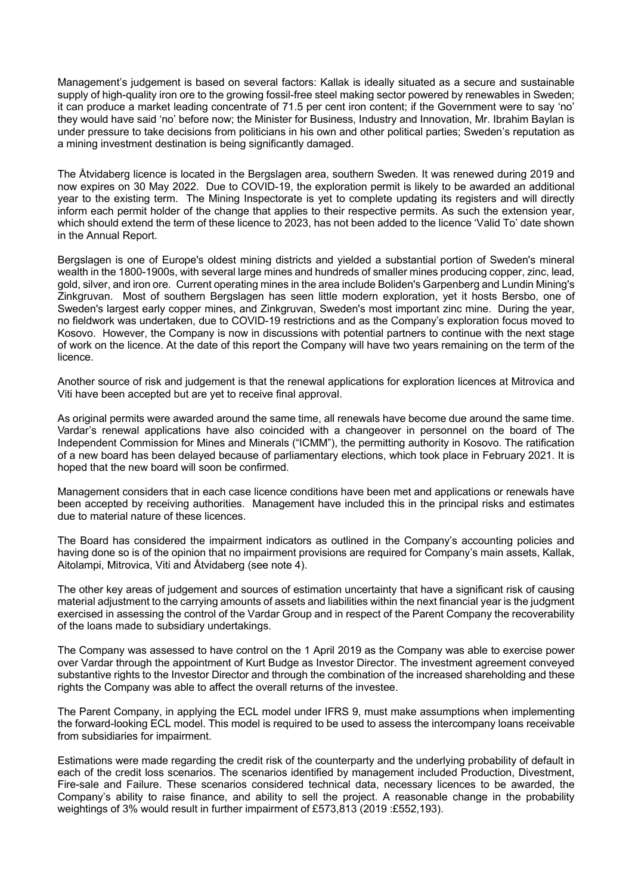Management's judgement is based on several factors: Kallak is ideally situated as a secure and sustainable supply of high-quality iron ore to the growing fossil-free steel making sector powered by renewables in Sweden; it can produce a market leading concentrate of 71.5 per cent iron content; if the Government were to say 'no' they would have said 'no' before now; the Minister for Business, Industry and Innovation, Mr. Ibrahim Baylan is under pressure to take decisions from politicians in his own and other political parties; Sweden's reputation as a mining investment destination is being significantly damaged.

The Åtvidaberg licence is located in the Bergslagen area, southern Sweden. It was renewed during 2019 and now expires on 30 May 2022. Due to COVID-19, the exploration permit is likely to be awarded an additional year to the existing term. The Mining Inspectorate is yet to complete updating its registers and will directly inform each permit holder of the change that applies to their respective permits. As such the extension year, which should extend the term of these licence to 2023, has not been added to the licence 'Valid To' date shown in the Annual Report.

Bergslagen is one of Europe's oldest mining districts and yielded a substantial portion of Sweden's mineral wealth in the 1800-1900s, with several large mines and hundreds of smaller mines producing copper, zinc, lead, gold, silver, and iron ore. Current operating mines in the area include Boliden's Garpenberg and Lundin Mining's Zinkgruvan. Most of southern Bergslagen has seen little modern exploration, yet it hosts Bersbo, one of Sweden's largest early copper mines, and Zinkgruvan, Sweden's most important zinc mine. During the year, no fieldwork was undertaken, due to COVID-19 restrictions and as the Company's exploration focus moved to Kosovo. However, the Company is now in discussions with potential partners to continue with the next stage of work on the licence. At the date of this report the Company will have two years remaining on the term of the licence.

Another source of risk and judgement is that the renewal applications for exploration licences at Mitrovica and Viti have been accepted but are yet to receive final approval.

As original permits were awarded around the same time, all renewals have become due around the same time. Vardar's renewal applications have also coincided with a changeover in personnel on the board of The Independent Commission for Mines and Minerals ("ICMM"), the permitting authority in Kosovo. The ratification of a new board has been delayed because of parliamentary elections, which took place in February 2021. It is hoped that the new board will soon be confirmed.

Management considers that in each case licence conditions have been met and applications or renewals have been accepted by receiving authorities. Management have included this in the principal risks and estimates due to material nature of these licences.

The Board has considered the impairment indicators as outlined in the Company's accounting policies and having done so is of the opinion that no impairment provisions are required for Company's main assets, Kallak, Aitolampi, Mitrovica, Viti and Åtvidaberg (see note 4).

The other key areas of judgement and sources of estimation uncertainty that have a significant risk of causing material adjustment to the carrying amounts of assets and liabilities within the next financial year is the judgment exercised in assessing the control of the Vardar Group and in respect of the Parent Company the recoverability of the loans made to subsidiary undertakings.

The Company was assessed to have control on the 1 April 2019 as the Company was able to exercise power over Vardar through the appointment of Kurt Budge as Investor Director. The investment agreement conveyed substantive rights to the Investor Director and through the combination of the increased shareholding and these rights the Company was able to affect the overall returns of the investee.

The Parent Company, in applying the ECL model under IFRS 9, must make assumptions when implementing the forward-looking ECL model. This model is required to be used to assess the intercompany loans receivable from subsidiaries for impairment.

Estimations were made regarding the credit risk of the counterparty and the underlying probability of default in each of the credit loss scenarios. The scenarios identified by management included Production, Divestment, Fire-sale and Failure. These scenarios considered technical data, necessary licences to be awarded, the Company's ability to raise finance, and ability to sell the project. A reasonable change in the probability weightings of 3% would result in further impairment of £573,813 (2019 :£552,193).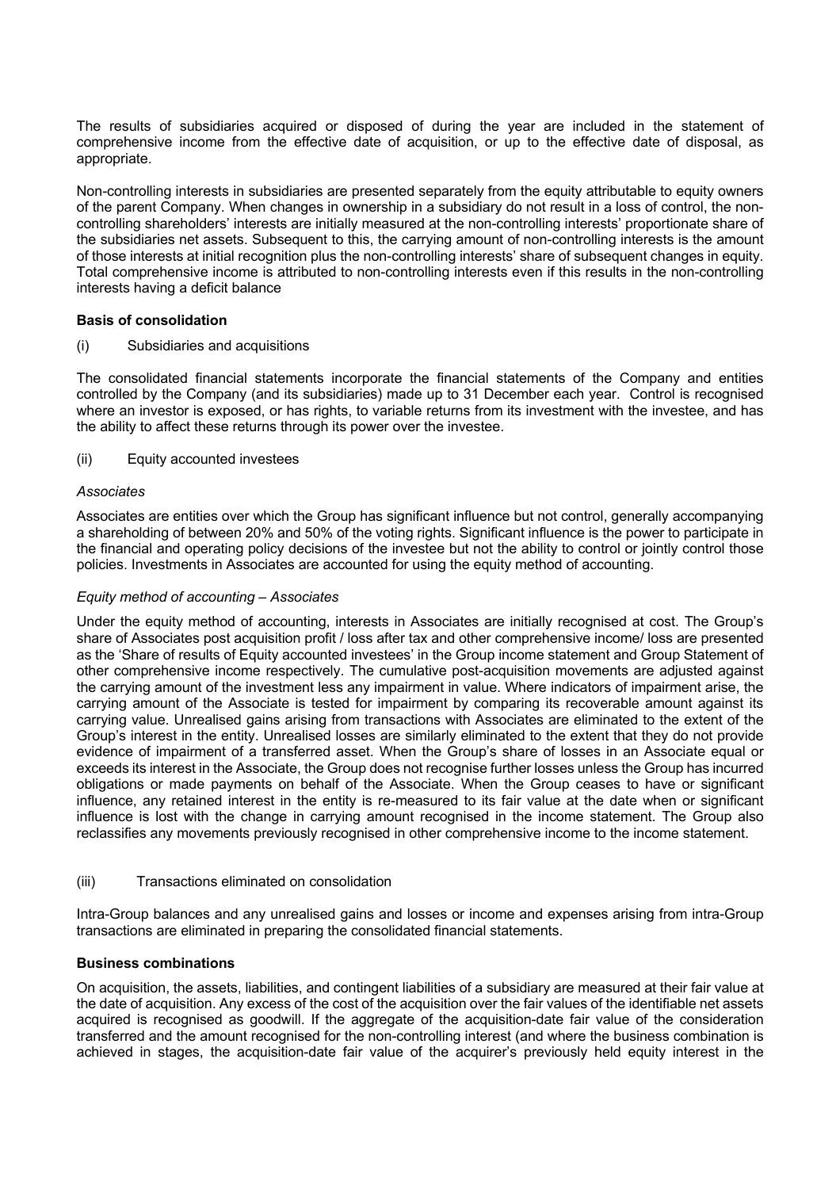The results of subsidiaries acquired or disposed of during the year are included in the statement of comprehensive income from the effective date of acquisition, or up to the effective date of disposal, as appropriate.

Non-controlling interests in subsidiaries are presented separately from the equity attributable to equity owners of the parent Company. When changes in ownership in a subsidiary do not result in a loss of control, the non-controlling shareholders' interests are initially measured at the non-controlling interests' proportionate share of the subsidiaries net assets. Subsequent to this, the carrying amount of non-controlling interests is the amount of those interests at initial recognition plus the non-controlling interests' share of subsequent changes in equity. Total comprehensive income is attributed to non-controlling interests even if this results in the non-controlling interests having a deficit balance

**Basis of consolidation**

(i) Subsidiaries and acquisitions

The consolidated financial statements incorporate the financial statements of the Company and entities controlled by the Company (and its subsidiaries) made up to 31 December each year. Control is recognised where an investor is exposed, or has rights, to variable returns from its investment with the investee, and has the ability to affect these returns through its power over the investee.

(ii) Equity accounted investees

*Associates*

Associates are entities over which the Group has significant influence but not control, generally accompanying a shareholding of between 20% and 50% of the voting rights. Significant influence is the power to participate in the financial and operating policy decisions of the investee but not the ability to control or jointly control those policies. Investments in Associates are accounted for using the equity method of accounting.

*Equity method of accounting – Associates*

Under the equity method of accounting, interests in Associates are initially recognised at cost. The Group's share of Associates post acquisition profit / loss after tax and other comprehensive income/ loss are presented as the 'Share of results of Equity accounted investees' in the Group income statement and Group Statement of other comprehensive income respectively. The cumulative post-acquisition movements are adjusted against the carrying amount of the investment less any impairment in value. Where indicators of impairment arise, the carrying amount of the Associate is tested for impairment by comparing its recoverable amount against its carrying value. Unrealised gains arising from transactions with Associates are eliminated to the extent of the Group's interest in the entity. Unrealised losses are similarly eliminated to the extent that they do not provide evidence of impairment of a transferred asset. When the Group's share of losses in an Associate equal or exceeds its interest in the Associate, the Group does not recognise further losses unless the Group has incurred obligations or made payments on behalf of the Associate. When the Group ceases to have or significant influence, any retained interest in the entity is re-measured to its fair value at the date when or significant influence is lost with the change in carrying amount recognised in the income statement. The Group also reclassifies any movements previously recognised in other comprehensive income to the income statement.

(iii) Transactions eliminated on consolidation

Intra-Group balances and any unrealised gains and losses or income and expenses arising from intra-Group transactions are eliminated in preparing the consolidated financial statements.

**Business combinations**

On acquisition, the assets, liabilities, and contingent liabilities of a subsidiary are measured at their fair value at the date of acquisition. Any excess of the cost of the acquisition over the fair values of the identifiable net assets acquired is recognised as goodwill. If the aggregate of the acquisition-date fair value of the consideration transferred and the amount recognised for the non-controlling interest (and where the business combination is achieved in stages, the acquisition-date fair value of the acquirer's previously held equity interest in the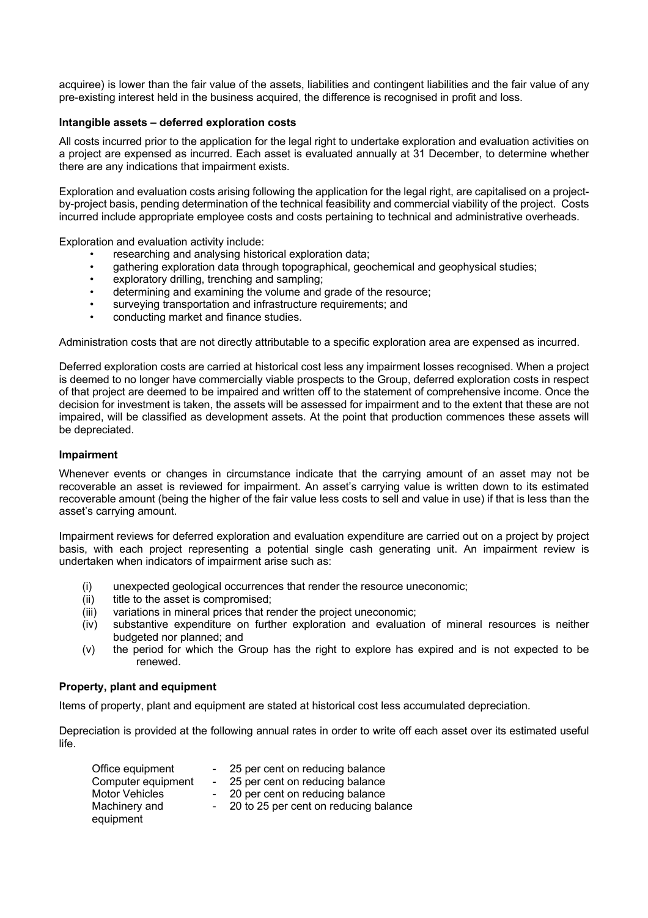acquiree) is lower than the fair value of the assets, liabilities and contingent liabilities and the fair value of any pre-existing interest held in the business acquired, the difference is recognised in profit and loss.

**Intangible assets – deferred exploration costs**

All costs incurred prior to the application for the legal right to undertake exploration and evaluation activities on a project are expensed as incurred. Each asset is evaluated annually at 31 December, to determine whether there are any indications that impairment exists.

Exploration and evaluation costs arising following the application for the legal right, are capitalised on a project-by-project basis, pending determination of the technical feasibility and commercial viability of the project. Costs incurred include appropriate employee costs and costs pertaining to technical and administrative overheads.

Exploration and evaluation activity include:

- researching and analysing historical exploration data;
- gathering exploration data through topographical, geochemical and geophysical studies;
- exploratory drilling, trenching and sampling;
- determining and examining the volume and grade of the resource;
- surveying transportation and infrastructure requirements; and
- conducting market and finance studies.

Administration costs that are not directly attributable to a specific exploration area are expensed as incurred.

Deferred exploration costs are carried at historical cost less any impairment losses recognised. When a project is deemed to no longer have commercially viable prospects to the Group, deferred exploration costs in respect of that project are deemed to be impaired and written off to the statement of comprehensive income. Once the decision for investment is taken, the assets will be assessed for impairment and to the extent that these are not impaired, will be classified as development assets. At the point that production commences these assets will be depreciated.

**Impairment**

Whenever events or changes in circumstance indicate that the carrying amount of an asset may not be recoverable an asset is reviewed for impairment. An asset's carrying value is written down to its estimated recoverable amount (being the higher of the fair value less costs to sell and value in use) if that is less than the asset's carrying amount.

Impairment reviews for deferred exploration and evaluation expenditure are carried out on a project by project basis, with each project representing a potential single cash generating unit. An impairment review is undertaken when indicators of impairment arise such as:

(i) unexpected geological occurrences that render the resource uneconomic;
(ii) title to the asset is compromised;
(iii) variations in mineral prices that render the project uneconomic;
(iv) substantive expenditure on further exploration and evaluation of mineral resources is neither budgeted nor planned; and
(v) the period for which the Group has the right to explore has expired and is not expected to be renewed.

**Property, plant and equipment**

Items of property, plant and equipment are stated at historical cost less accumulated depreciation.

Depreciation is provided at the following annual rates in order to write off each asset over its estimated useful life.

| | | |
|---|---|---|
| Office equipment | - | 25 per cent on reducing balance |
| Computer equipment | - | 25 per cent on reducing balance |
| Motor Vehicles | - | 20 per cent on reducing balance |
| Machinery and equipment | - | 20 to 25 per cent on reducing balance |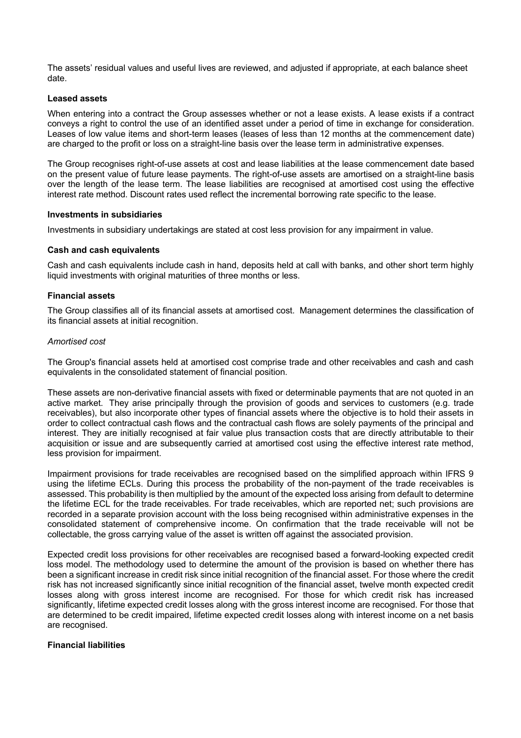The assets' residual values and useful lives are reviewed, and adjusted if appropriate, at each balance sheet date.

**Leased assets**

When entering into a contract the Group assesses whether or not a lease exists. A lease exists if a contract conveys a right to control the use of an identified asset under a period of time in exchange for consideration. Leases of low value items and short-term leases (leases of less than 12 months at the commencement date) are charged to the profit or loss on a straight-line basis over the lease term in administrative expenses.

The Group recognises right-of-use assets at cost and lease liabilities at the lease commencement date based on the present value of future lease payments. The right-of-use assets are amortised on a straight-line basis over the length of the lease term. The lease liabilities are recognised at amortised cost using the effective interest rate method. Discount rates used reflect the incremental borrowing rate specific to the lease.

**Investments in subsidiaries**

Investments in subsidiary undertakings are stated at cost less provision for any impairment in value.

**Cash and cash equivalents**

Cash and cash equivalents include cash in hand, deposits held at call with banks, and other short term highly liquid investments with original maturities of three months or less.

**Financial assets**

The Group classifies all of its financial assets at amortised cost. Management determines the classification of its financial assets at initial recognition.

*Amortised cost*

The Group's financial assets held at amortised cost comprise trade and other receivables and cash and cash equivalents in the consolidated statement of financial position.

These assets are non-derivative financial assets with fixed or determinable payments that are not quoted in an active market. They arise principally through the provision of goods and services to customers (e.g. trade receivables), but also incorporate other types of financial assets where the objective is to hold their assets in order to collect contractual cash flows and the contractual cash flows are solely payments of the principal and interest. They are initially recognised at fair value plus transaction costs that are directly attributable to their acquisition or issue and are subsequently carried at amortised cost using the effective interest rate method, less provision for impairment.

Impairment provisions for trade receivables are recognised based on the simplified approach within IFRS 9 using the lifetime ECLs. During this process the probability of the non-payment of the trade receivables is assessed. This probability is then multiplied by the amount of the expected loss arising from default to determine the lifetime ECL for the trade receivables. For trade receivables, which are reported net; such provisions are recorded in a separate provision account with the loss being recognised within administrative expenses in the consolidated statement of comprehensive income. On confirmation that the trade receivable will not be collectable, the gross carrying value of the asset is written off against the associated provision.

Expected credit loss provisions for other receivables are recognised based a forward-looking expected credit loss model. The methodology used to determine the amount of the provision is based on whether there has been a significant increase in credit risk since initial recognition of the financial asset. For those where the credit risk has not increased significantly since initial recognition of the financial asset, twelve month expected credit losses along with gross interest income are recognised. For those for which credit risk has increased significantly, lifetime expected credit losses along with the gross interest income are recognised. For those that are determined to be credit impaired, lifetime expected credit losses along with interest income on a net basis are recognised.

**Financial liabilities**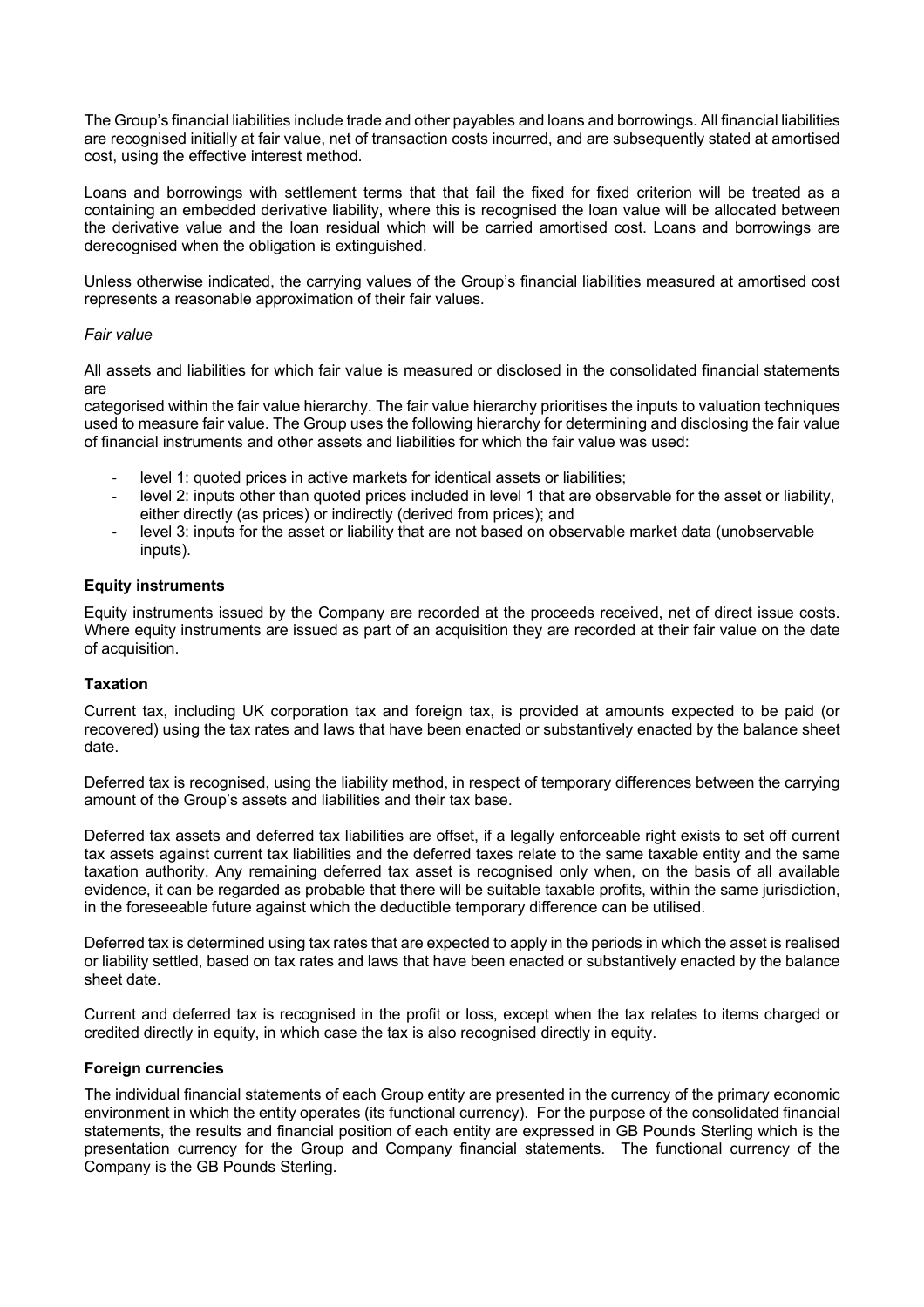The Group's financial liabilities include trade and other payables and loans and borrowings. All financial liabilities are recognised initially at fair value, net of transaction costs incurred, and are subsequently stated at amortised cost, using the effective interest method.

Loans and borrowings with settlement terms that that fail the fixed for fixed criterion will be treated as a containing an embedded derivative liability, where this is recognised the loan value will be allocated between the derivative value and the loan residual which will be carried amortised cost. Loans and borrowings are derecognised when the obligation is extinguished.

Unless otherwise indicated, the carrying values of the Group's financial liabilities measured at amortised cost represents a reasonable approximation of their fair values.

*Fair value*

All assets and liabilities for which fair value is measured or disclosed in the consolidated financial statements are
categorised within the fair value hierarchy. The fair value hierarchy prioritises the inputs to valuation techniques used to measure fair value. The Group uses the following hierarchy for determining and disclosing the fair value of financial instruments and other assets and liabilities for which the fair value was used:

- level 1: quoted prices in active markets for identical assets or liabilities;
- level 2: inputs other than quoted prices included in level 1 that are observable for the asset or liability, either directly (as prices) or indirectly (derived from prices); and
- level 3: inputs for the asset or liability that are not based on observable market data (unobservable inputs).

**Equity instruments**

Equity instruments issued by the Company are recorded at the proceeds received, net of direct issue costs. Where equity instruments are issued as part of an acquisition they are recorded at their fair value on the date of acquisition.

**Taxation**

Current tax, including UK corporation tax and foreign tax, is provided at amounts expected to be paid (or recovered) using the tax rates and laws that have been enacted or substantively enacted by the balance sheet date.

Deferred tax is recognised, using the liability method, in respect of temporary differences between the carrying amount of the Group's assets and liabilities and their tax base.

Deferred tax assets and deferred tax liabilities are offset, if a legally enforceable right exists to set off current tax assets against current tax liabilities and the deferred taxes relate to the same taxable entity and the same taxation authority. Any remaining deferred tax asset is recognised only when, on the basis of all available evidence, it can be regarded as probable that there will be suitable taxable profits, within the same jurisdiction, in the foreseeable future against which the deductible temporary difference can be utilised.

Deferred tax is determined using tax rates that are expected to apply in the periods in which the asset is realised or liability settled, based on tax rates and laws that have been enacted or substantively enacted by the balance sheet date.

Current and deferred tax is recognised in the profit or loss, except when the tax relates to items charged or credited directly in equity, in which case the tax is also recognised directly in equity.

**Foreign currencies**

The individual financial statements of each Group entity are presented in the currency of the primary economic environment in which the entity operates (its functional currency). For the purpose of the consolidated financial statements, the results and financial position of each entity are expressed in GB Pounds Sterling which is the presentation currency for the Group and Company financial statements. The functional currency of the Company is the GB Pounds Sterling.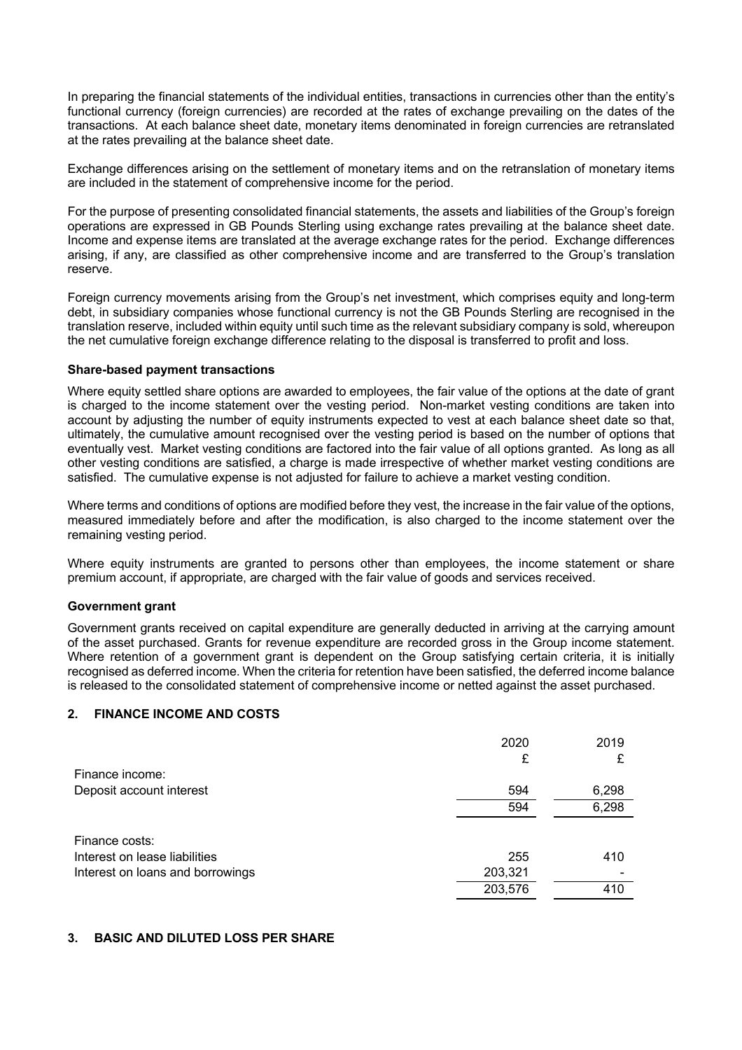In preparing the financial statements of the individual entities, transactions in currencies other than the entity's functional currency (foreign currencies) are recorded at the rates of exchange prevailing on the dates of the transactions. At each balance sheet date, monetary items denominated in foreign currencies are retranslated at the rates prevailing at the balance sheet date.

Exchange differences arising on the settlement of monetary items and on the retranslation of monetary items are included in the statement of comprehensive income for the period.

For the purpose of presenting consolidated financial statements, the assets and liabilities of the Group's foreign operations are expressed in GB Pounds Sterling using exchange rates prevailing at the balance sheet date. Income and expense items are translated at the average exchange rates for the period. Exchange differences arising, if any, are classified as other comprehensive income and are transferred to the Group's translation reserve.

Foreign currency movements arising from the Group's net investment, which comprises equity and long-term debt, in subsidiary companies whose functional currency is not the GB Pounds Sterling are recognised in the translation reserve, included within equity until such time as the relevant subsidiary company is sold, whereupon the net cumulative foreign exchange difference relating to the disposal is transferred to profit and loss.

**Share-based payment transactions**

Where equity settled share options are awarded to employees, the fair value of the options at the date of grant is charged to the income statement over the vesting period. Non-market vesting conditions are taken into account by adjusting the number of equity instruments expected to vest at each balance sheet date so that, ultimately, the cumulative amount recognised over the vesting period is based on the number of options that eventually vest. Market vesting conditions are factored into the fair value of all options granted. As long as all other vesting conditions are satisfied, a charge is made irrespective of whether market vesting conditions are satisfied. The cumulative expense is not adjusted for failure to achieve a market vesting condition.

Where terms and conditions of options are modified before they vest, the increase in the fair value of the options, measured immediately before and after the modification, is also charged to the income statement over the remaining vesting period.

Where equity instruments are granted to persons other than employees, the income statement or share premium account, if appropriate, are charged with the fair value of goods and services received.

**Government grant**

Government grants received on capital expenditure are generally deducted in arriving at the carrying amount of the asset purchased. Grants for revenue expenditure are recorded gross in the Group income statement. Where retention of a government grant is dependent on the Group satisfying certain criteria, it is initially recognised as deferred income. When the criteria for retention have been satisfied, the deferred income balance is released to the consolidated statement of comprehensive income or netted against the asset purchased.

## 2. FINANCE INCOME AND COSTS

| | 2020 £ | 2019 £ |
|---|---|---|
| Finance income: | | |
| Deposit account interest | 594 | 6,298 |
| | 594 | 6,298 |
| | | |
| Finance costs: | | |
| Interest on lease liabilities | 255 | 410 |
| Interest on loans and borrowings | 203,321 | - |
| | 203,576 | 410 |

## 3. BASIC AND DILUTED LOSS PER SHARE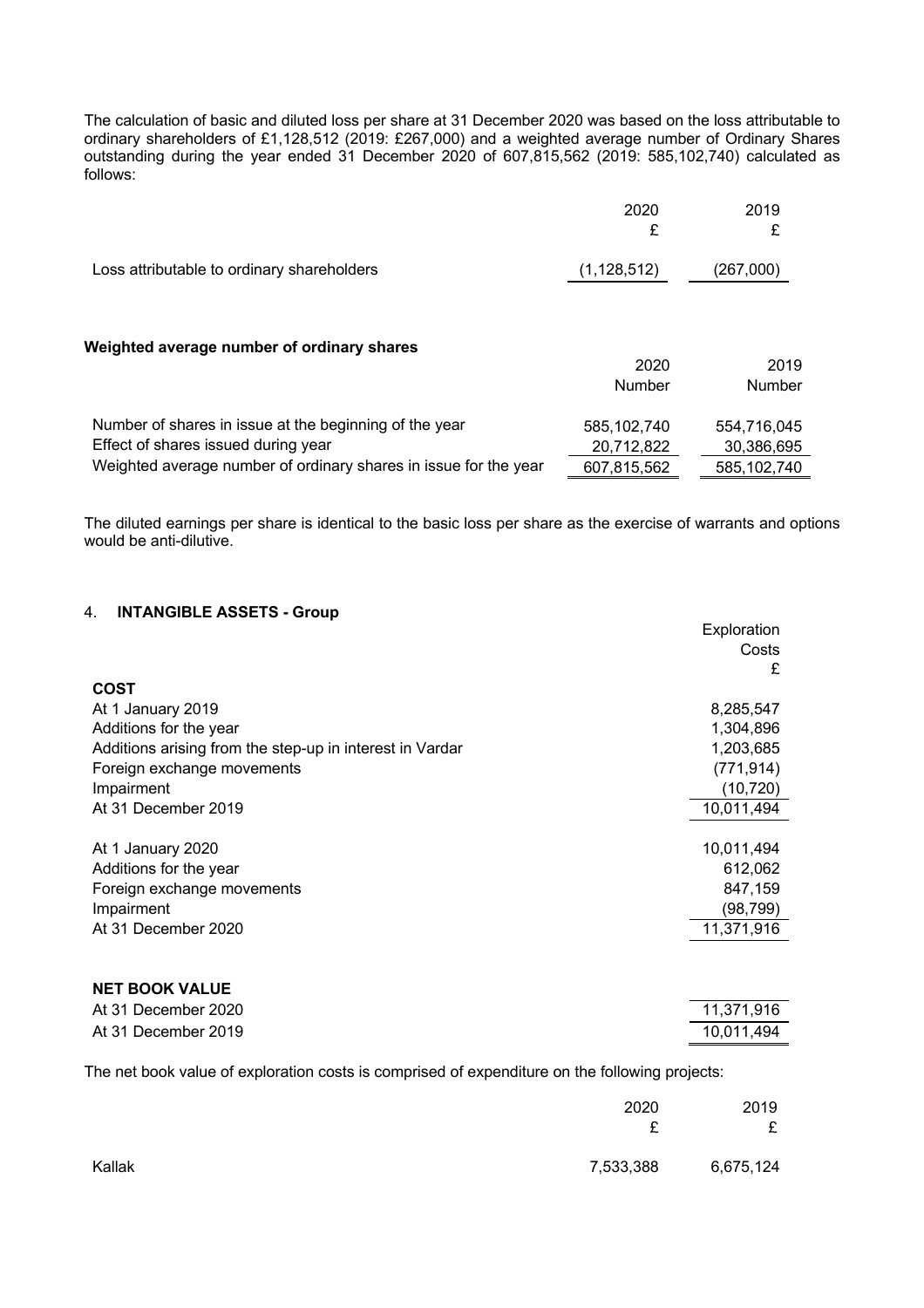The calculation of basic and diluted loss per share at 31 December 2020 was based on the loss attributable to ordinary shareholders of £1,128,512 (2019: £267,000) and a weighted average number of Ordinary Shares outstanding during the year ended 31 December 2020 of 607,815,562 (2019: 585,102,740) calculated as follows:

| | 2020<br>£ | 2019<br>£ |
|---|---|---|
| Loss attributable to ordinary shareholders | (1,128,512) | (267,000) |

**Weighted average number of ordinary shares**

| | 2020<br>Number | 2019<br>Number |
|---|---|---|
| Number of shares in issue at the beginning of the year | 585,102,740 | 554,716,045 |
| Effect of shares issued during year | 20,712,822 | 30,386,695 |
| Weighted average number of ordinary shares in issue for the year | 607,815,562 | 585,102,740 |

The diluted earnings per share is identical to the basic loss per share as the exercise of warrants and options would be anti-dilutive.

## 4. INTANGIBLE ASSETS - Group

| | Exploration Costs<br>£ |
|---|---|
| **COST** | |
| At 1 January 2019 | 8,285,547 |
| Additions for the year | 1,304,896 |
| Additions arising from the step-up in interest in Vardar | 1,203,685 |
| Foreign exchange movements | (771,914) |
| Impairment | (10,720) |
| At 31 December 2019 | 10,011,494 |
| | |
| At 1 January 2020 | 10,011,494 |
| Additions for the year | 612,062 |
| Foreign exchange movements | 847,159 |
| Impairment | (98,799) |
| At 31 December 2020 | 11,371,916 |
| | |
| **NET BOOK VALUE** | |
| At 31 December 2020 | 11,371,916 |
| At 31 December 2019 | 10,011,494 |

The net book value of exploration costs is comprised of expenditure on the following projects:

| | 2020<br>£ | 2019<br>£ |
|---|---|---|
| Kallak | 7,533,388 | 6,675,124 |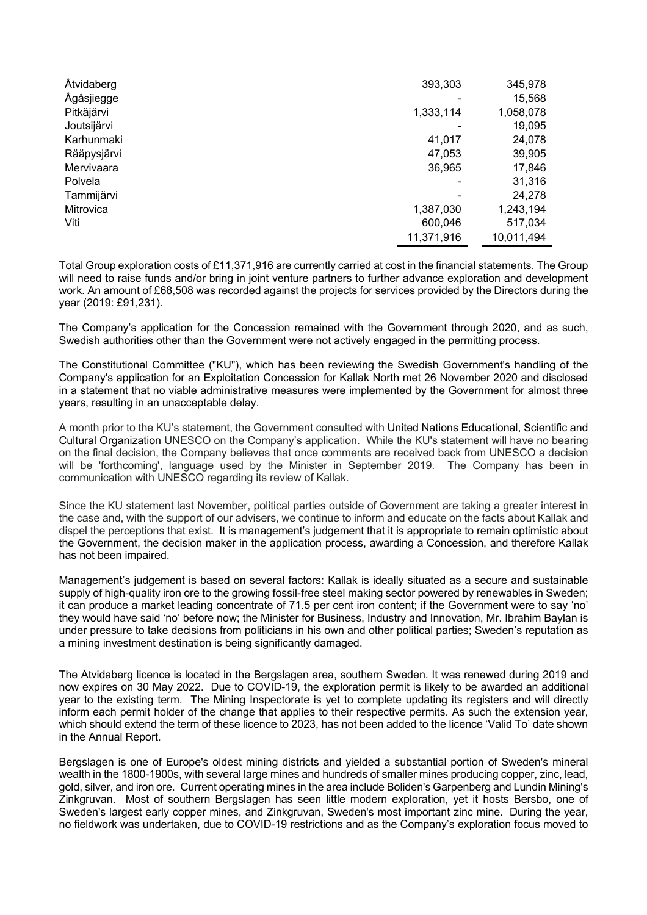| | | |
|---|---|---|
| Åtvidaberg | 393,303 | 345,978 |
| Ågåsjiegge | - | 15,568 |
| Pitkäjärvi | 1,333,114 | 1,058,078 |
| Joutsijärvi | - | 19,095 |
| Karhunmaki | 41,017 | 24,078 |
| Rääpysjärvi | 47,053 | 39,905 |
| Mervivaara | 36,965 | 17,846 |
| Polvela | - | 31,316 |
| Tammijärvi | - | 24,278 |
| Mitrovica | 1,387,030 | 1,243,194 |
| Viti | 600,046 | 517,034 |
| | 11,371,916 | 10,011,494 |

Total Group exploration costs of £11,371,916 are currently carried at cost in the financial statements. The Group will need to raise funds and/or bring in joint venture partners to further advance exploration and development work. An amount of £68,508 was recorded against the projects for services provided by the Directors during the year (2019: £91,231).

The Company's application for the Concession remained with the Government through 2020, and as such, Swedish authorities other than the Government were not actively engaged in the permitting process.

The Constitutional Committee ("KU"), which has been reviewing the Swedish Government's handling of the Company's application for an Exploitation Concession for Kallak North met 26 November 2020 and disclosed in a statement that no viable administrative measures were implemented by the Government for almost three years, resulting in an unacceptable delay.

A month prior to the KU's statement, the Government consulted with United Nations Educational, Scientific and Cultural Organization UNESCO on the Company's application. While the KU's statement will have no bearing on the final decision, the Company believes that once comments are received back from UNESCO a decision will be 'forthcoming', language used by the Minister in September 2019. The Company has been in communication with UNESCO regarding its review of Kallak.

Since the KU statement last November, political parties outside of Government are taking a greater interest in the case and, with the support of our advisers, we continue to inform and educate on the facts about Kallak and dispel the perceptions that exist. It is management's judgement that it is appropriate to remain optimistic about the Government, the decision maker in the application process, awarding a Concession, and therefore Kallak has not been impaired.

Management's judgement is based on several factors: Kallak is ideally situated as a secure and sustainable supply of high-quality iron ore to the growing fossil-free steel making sector powered by renewables in Sweden; it can produce a market leading concentrate of 71.5 per cent iron content; if the Government were to say 'no' they would have said 'no' before now; the Minister for Business, Industry and Innovation, Mr. Ibrahim Baylan is under pressure to take decisions from politicians in his own and other political parties; Sweden's reputation as a mining investment destination is being significantly damaged.

The Åtvidaberg licence is located in the Bergslagen area, southern Sweden. It was renewed during 2019 and now expires on 30 May 2022. Due to COVID-19, the exploration permit is likely to be awarded an additional year to the existing term. The Mining Inspectorate is yet to complete updating its registers and will directly inform each permit holder of the change that applies to their respective permits. As such the extension year, which should extend the term of these licence to 2023, has not been added to the licence 'Valid To' date shown in the Annual Report.

Bergslagen is one of Europe's oldest mining districts and yielded a substantial portion of Sweden's mineral wealth in the 1800-1900s, with several large mines and hundreds of smaller mines producing copper, zinc, lead, gold, silver, and iron ore. Current operating mines in the area include Boliden's Garpenberg and Lundin Mining's Zinkgruvan. Most of southern Bergslagen has seen little modern exploration, yet it hosts Bersbo, one of Sweden's largest early copper mines, and Zinkgruvan, Sweden's most important zinc mine. During the year, no fieldwork was undertaken, due to COVID-19 restrictions and as the Company's exploration focus moved to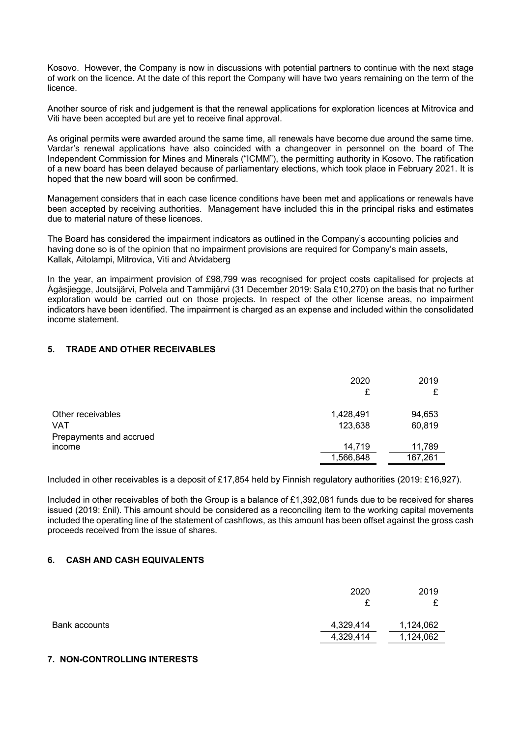Kosovo. However, the Company is now in discussions with potential partners to continue with the next stage of work on the licence. At the date of this report the Company will have two years remaining on the term of the licence.

Another source of risk and judgement is that the renewal applications for exploration licences at Mitrovica and Viti have been accepted but are yet to receive final approval.

As original permits were awarded around the same time, all renewals have become due around the same time. Vardar's renewal applications have also coincided with a changeover in personnel on the board of The Independent Commission for Mines and Minerals ("ICMM"), the permitting authority in Kosovo. The ratification of a new board has been delayed because of parliamentary elections, which took place in February 2021. It is hoped that the new board will soon be confirmed.

Management considers that in each case licence conditions have been met and applications or renewals have been accepted by receiving authorities. Management have included this in the principal risks and estimates due to material nature of these licences.

The Board has considered the impairment indicators as outlined in the Company's accounting policies and having done so is of the opinion that no impairment provisions are required for Company's main assets, Kallak, Aitolampi, Mitrovica, Viti and Åtvidaberg

In the year, an impairment provision of £98,799 was recognised for project costs capitalised for projects at Ågåsjiegge, Joutsijärvi, Polvela and Tammijärvi (31 December 2019: Sala £10,270) on the basis that no further exploration would be carried out on those projects. In respect of the other license areas, no impairment indicators have been identified. The impairment is charged as an expense and included within the consolidated income statement.

## 5. TRADE AND OTHER RECEIVABLES

| | 2020 £ | 2019 £ |
|---|---|---|
| Other receivables | 1,428,491 | 94,653 |
| VAT | 123,638 | 60,819 |
| Prepayments and accrued income | 14,719 | 11,789 |
| | 1,566,848 | 167,261 |

Included in other receivables is a deposit of £17,854 held by Finnish regulatory authorities (2019: £16,927).

Included in other receivables of both the Group is a balance of £1,392,081 funds due to be received for shares issued (2019: £nil). This amount should be considered as a reconciling item to the working capital movements included the operating line of the statement of cashflows, as this amount has been offset against the gross cash proceeds received from the issue of shares.

## 6. CASH AND CASH EQUIVALENTS

| | 2020 £ | 2019 £ |
|---|---|---|
| Bank accounts | 4,329,414 | 1,124,062 |
| | 4,329,414 | 1,124,062 |

## 7. NON-CONTROLLING INTERESTS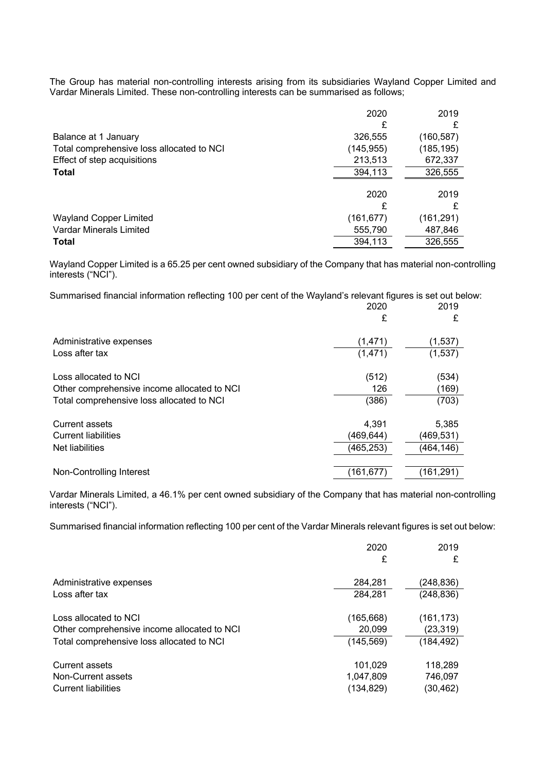The Group has material non-controlling interests arising from its subsidiaries Wayland Copper Limited and Vardar Minerals Limited. These non-controlling interests can be summarised as follows;

| | 2020 | 2019 |
|---|---|---|
| | £ | £ |
| Balance at 1 January | 326,555 | (160,587) |
| Total comprehensive loss allocated to NCI | (145,955) | (185,195) |
| Effect of step acquisitions | 213,513 | 672,337 |
| **Total** | 394,113 | 326,555 |

| | 2020 | 2019 |
|---|---|---|
| | £ | £ |
| Wayland Copper Limited | (161,677) | (161,291) |
| Vardar Minerals Limited | 555,790 | 487,846 |
| **Total** | 394,113 | 326,555 |

Wayland Copper Limited is a 65.25 per cent owned subsidiary of the Company that has material non-controlling interests ("NCI").

Summarised financial information reflecting 100 per cent of the Wayland's relevant figures is set out below:

| | 2020 | 2019 |
|---|---|---|
| | £ | £ |
| Administrative expenses | (1,471) | (1,537) |
| Loss after tax | (1,471) | (1,537) |
| | | |
| Loss allocated to NCI | (512) | (534) |
| Other comprehensive income allocated to NCI | 126 | (169) |
| Total comprehensive loss allocated to NCI | (386) | (703) |
| | | |
| Current assets | 4,391 | 5,385 |
| Current liabilities | (469,644) | (469,531) |
| Net liabilities | (465,253) | (464,146) |
| | | |
| Non-Controlling Interest | (161,677) | (161,291) |

Vardar Minerals Limited, a 46.1% per cent owned subsidiary of the Company that has material non-controlling interests ("NCI").

Summarised financial information reflecting 100 per cent of the Vardar Minerals relevant figures is set out below:

| | 2020 | 2019 |
|---|---|---|
| | £ | £ |
| Administrative expenses | 284,281 | (248,836) |
| Loss after tax | 284,281 | (248,836) |
| | | |
| Loss allocated to NCI | (165,668) | (161,173) |
| Other comprehensive income allocated to NCI | 20,099 | (23,319) |
| Total comprehensive loss allocated to NCI | (145,569) | (184,492) |
| | | |
| Current assets | 101,029 | 118,289 |
| Non-Current assets | 1,047,809 | 746,097 |
| Current liabilities | (134,829) | (30,462) |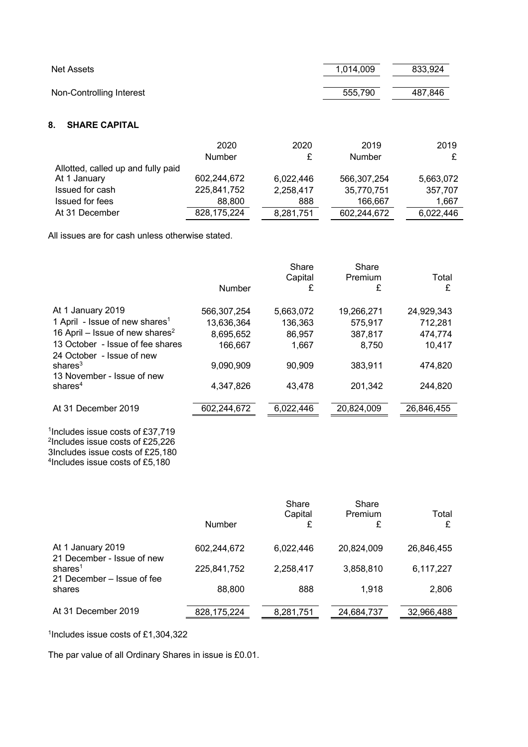| | | |
|---|---|---|
| Net Assets | 1,014,009 | 833,924 |
| Non-Controlling Interest | 555,790 | 487,846 |

## 8. SHARE CAPITAL

| | 2020 Number | 2020 £ | 2019 Number | 2019 £ |
|---|---|---|---|---|
| Allotted, called up and fully paid | | | | |
| At 1 January | 602,244,672 | 6,022,446 | 566,307,254 | 5,663,072 |
| Issued for cash | 225,841,752 | 2,258,417 | 35,770,751 | 357,707 |
| Issued for fees | 88,800 | 888 | 166,667 | 1,667 |
| At 31 December | 828,175,224 | 8,281,751 | 602,244,672 | 6,022,446 |

All issues are for cash unless otherwise stated.

| | Number | Share Capital £ | Share Premium £ | Total £ |
|---|---|---|---|---|
| At 1 January 2019 | 566,307,254 | 5,663,072 | 19,266,271 | 24,929,343 |
| 1 April - Issue of new shares[1] | 13,636,364 | 136,363 | 575,917 | 712,281 |
| 16 April – Issue of new shares[2] | 8,695,652 | 86,957 | 387,817 | 474,774 |
| 13 October - Issue of fee shares | 166,667 | 1,667 | 8,750 | 10,417 |
| 24 October - Issue of new shares[3] | 9,090,909 | 90,909 | 383,911 | 474,820 |
| 13 November - Issue of new shares[4] | 4,347,826 | 43,478 | 201,342 | 244,820 |
| At 31 December 2019 | 602,244,672 | 6,022,446 | 20,824,009 | 26,846,455 |

[1]Includes issue costs of £37,719
[2]Includes issue costs of £25,226
3Includes issue costs of £25,180
[4]Includes issue costs of £5,180

| | Number | Share Capital £ | Share Premium £ | Total £ |
|---|---|---|---|---|
| At 1 January 2019 | 602,244,672 | 6,022,446 | 20,824,009 | 26,846,455 |
| 21 December - Issue of new shares[1] | 225,841,752 | 2,258,417 | 3,858,810 | 6,117,227 |
| 21 December – Issue of fee shares | 88,800 | 888 | 1,918 | 2,806 |
| At 31 December 2019 | 828,175,224 | 8,281,751 | 24,684,737 | 32,966,488 |

[1]Includes issue costs of £1,304,322

The par value of all Ordinary Shares in issue is £0.01.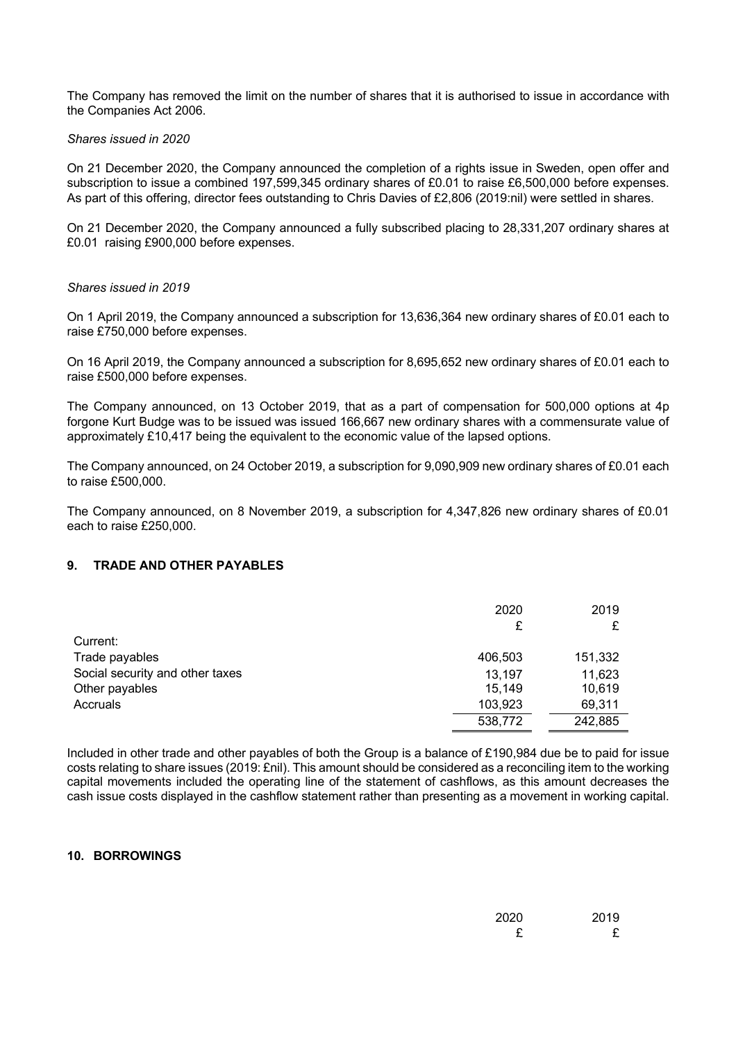The Company has removed the limit on the number of shares that it is authorised to issue in accordance with the Companies Act 2006.

*Shares issued in 2020*

On 21 December 2020, the Company announced the completion of a rights issue in Sweden, open offer and subscription to issue a combined 197,599,345 ordinary shares of £0.01 to raise £6,500,000 before expenses. As part of this offering, director fees outstanding to Chris Davies of £2,806 (2019:nil) were settled in shares.

On 21 December 2020, the Company announced a fully subscribed placing to 28,331,207 ordinary shares at £0.01 raising £900,000 before expenses.

*Shares issued in 2019*

On 1 April 2019, the Company announced a subscription for 13,636,364 new ordinary shares of £0.01 each to raise £750,000 before expenses.

On 16 April 2019, the Company announced a subscription for 8,695,652 new ordinary shares of £0.01 each to raise £500,000 before expenses.

The Company announced, on 13 October 2019, that as a part of compensation for 500,000 options at 4p forgone Kurt Budge was to be issued was issued 166,667 new ordinary shares with a commensurate value of approximately £10,417 being the equivalent to the economic value of the lapsed options.

The Company announced, on 24 October 2019, a subscription for 9,090,909 new ordinary shares of £0.01 each to raise £500,000.

The Company announced, on 8 November 2019, a subscription for 4,347,826 new ordinary shares of £0.01 each to raise £250,000.

## 9. TRADE AND OTHER PAYABLES

| | 2020 | 2019 |
|---|---|---|
| | £ | £ |
| Current: | | |
| Trade payables | 406,503 | 151,332 |
| Social security and other taxes | 13,197 | 11,623 |
| Other payables | 15,149 | 10,619 |
| Accruals | 103,923 | 69,311 |
| | 538,772 | 242,885 |

Included in other trade and other payables of both the Group is a balance of £190,984 due be to paid for issue costs relating to share issues (2019: £nil). This amount should be considered as a reconciling item to the working capital movements included the operating line of the statement of cashflows, as this amount decreases the cash issue costs displayed in the cashflow statement rather than presenting as a movement in working capital.

## 10. BORROWINGS

| | 2020 | 2019 |
|---|---|---|
| | £ | £ |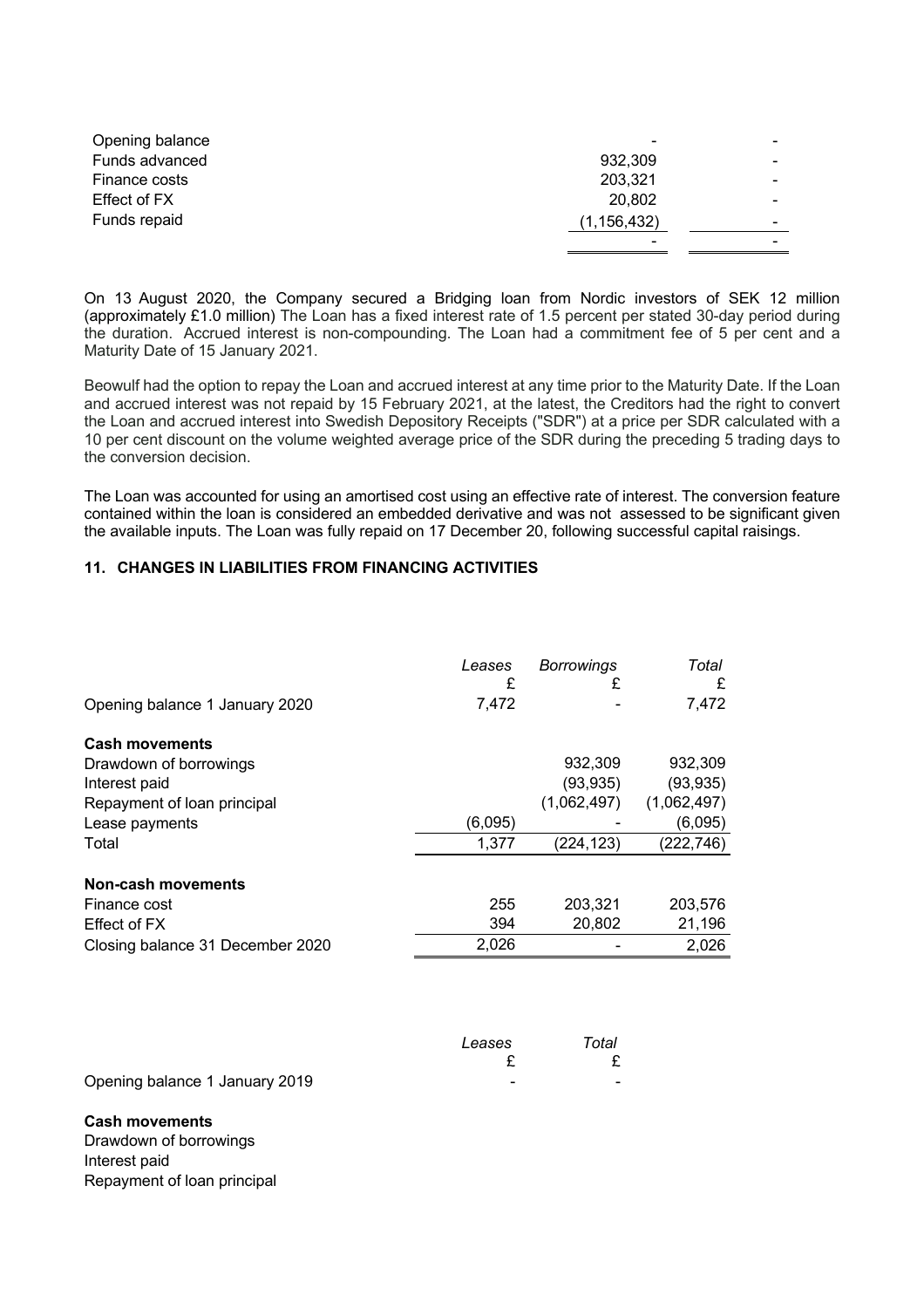| | | |
|---|---|---|
| Opening balance | - | - |
| Funds advanced | 932,309 | - |
| Finance costs | 203,321 | - |
| Effect of FX | 20,802 | - |
| Funds repaid | (1,156,432) | - |
| | - | - |

On 13 August 2020, the Company secured a Bridging loan from Nordic investors of SEK 12 million (approximately £1.0 million) The Loan has a fixed interest rate of 1.5 percent per stated 30-day period during the duration. Accrued interest is non-compounding. The Loan had a commitment fee of 5 per cent and a Maturity Date of 15 January 2021.

Beowulf had the option to repay the Loan and accrued interest at any time prior to the Maturity Date. If the Loan and accrued interest was not repaid by 15 February 2021, at the latest, the Creditors had the right to convert the Loan and accrued interest into Swedish Depository Receipts ("SDR") at a price per SDR calculated with a 10 per cent discount on the volume weighted average price of the SDR during the preceding 5 trading days to the conversion decision.

The Loan was accounted for using an amortised cost using an effective rate of interest. The conversion feature contained within the loan is considered an embedded derivative and was not assessed to be significant given the available inputs. The Loan was fully repaid on 17 December 20, following successful capital raisings.

## 11. CHANGES IN LIABILITIES FROM FINANCING ACTIVITIES

| | *Leases* £ | *Borrowings* £ | *Total* £ |
|---|---|---|---|
| Opening balance 1 January 2020 | 7,472 | - | 7,472 |
| **Cash movements** | | | |
| Drawdown of borrowings | | 932,309 | 932,309 |
| Interest paid | | (93,935) | (93,935) |
| Repayment of loan principal | | (1,062,497) | (1,062,497) |
| Lease payments | (6,095) | - | (6,095) |
| Total | 1,377 | (224,123) | (222,746) |
| **Non-cash movements** | | | |
| Finance cost | 255 | 203,321 | 203,576 |
| Effect of FX | 394 | 20,802 | 21,196 |
| Closing balance 31 December 2020 | 2,026 | - | 2,026 |

| | *Leases* £ | *Total* £ |
|---|---|---|
| Opening balance 1 January 2019 | - | - |
| **Cash movements** | | |
| Drawdown of borrowings | | |
| Interest paid | | |
| Repayment of loan principal | | |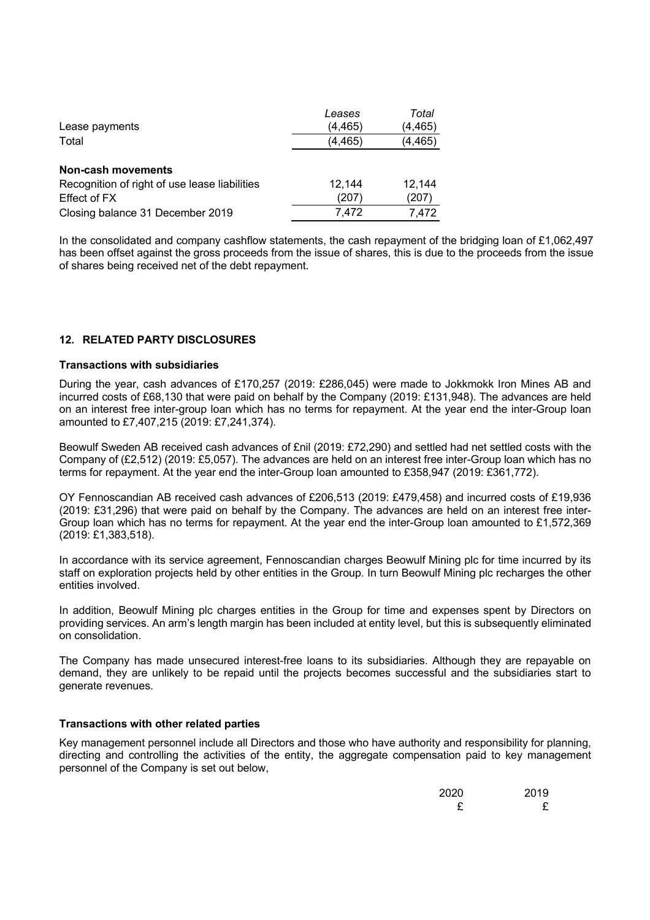| | *Leases* | *Total* |
|---|---|---|
| Lease payments | (4,465) | (4,465) |
| Total | (4,465) | (4,465) |
| | | |
| **Non-cash movements** | | |
| Recognition of right of use lease liabilities | 12,144 | 12,144 |
| Effect of FX | (207) | (207) |
| Closing balance 31 December 2019 | 7,472 | 7,472 |

In the consolidated and company cashflow statements, the cash repayment of the bridging loan of £1,062,497 has been offset against the gross proceeds from the issue of shares, this is due to the proceeds from the issue of shares being received net of the debt repayment.

## 12. RELATED PARTY DISCLOSURES

### Transactions with subsidiaries

During the year, cash advances of £170,257 (2019: £286,045) were made to Jokkmokk Iron Mines AB and incurred costs of £68,130 that were paid on behalf by the Company (2019: £131,948). The advances are held on an interest free inter-group loan which has no terms for repayment. At the year end the inter-Group loan amounted to £7,407,215 (2019: £7,241,374).

Beowulf Sweden AB received cash advances of £nil (2019: £72,290) and settled had net settled costs with the Company of (£2,512) (2019: £5,057). The advances are held on an interest free inter-Group loan which has no terms for repayment. At the year end the inter-Group loan amounted to £358,947 (2019: £361,772).

OY Fennoscandian AB received cash advances of £206,513 (2019: £479,458) and incurred costs of £19,936 (2019: £31,296) that were paid on behalf by the Company. The advances are held on an interest free inter-Group loan which has no terms for repayment. At the year end the inter-Group loan amounted to £1,572,369 (2019: £1,383,518).

In accordance with its service agreement, Fennoscandian charges Beowulf Mining plc for time incurred by its staff on exploration projects held by other entities in the Group. In turn Beowulf Mining plc recharges the other entities involved.

In addition, Beowulf Mining plc charges entities in the Group for time and expenses spent by Directors on providing services. An arm's length margin has been included at entity level, but this is subsequently eliminated on consolidation.

The Company has made unsecured interest-free loans to its subsidiaries. Although they are repayable on demand, they are unlikely to be repaid until the projects becomes successful and the subsidiaries start to generate revenues.

### Transactions with other related parties

Key management personnel include all Directors and those who have authority and responsibility for planning, directing and controlling the activities of the entity, the aggregate compensation paid to key management personnel of the Company is set out below,

| | 2020 | 2019 |
|---|---|---|
| | £ | £ |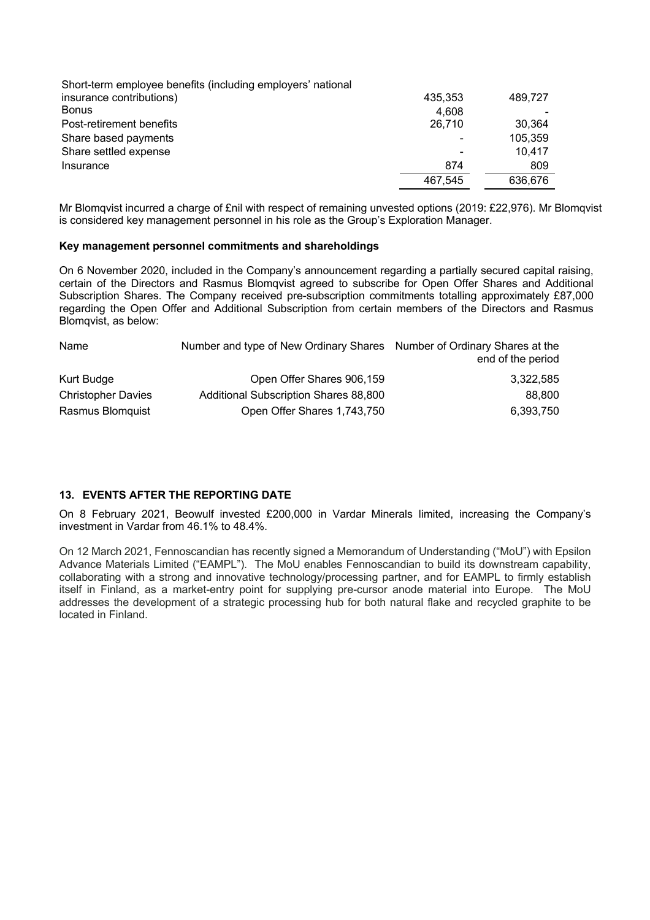| | | |
|---|---|---|
| Short-term employee benefits (including employers' national insurance contributions) | 435,353 | 489,727 |
| Bonus | 4,608 | - |
| Post-retirement benefits | 26,710 | 30,364 |
| Share based payments | - | 105,359 |
| Share settled expense | - | 10,417 |
| Insurance | 874 | 809 |
| | 467,545 | 636,676 |

Mr Blomqvist incurred a charge of £nil with respect of remaining unvested options (2019: £22,976). Mr Blomqvist is considered key management personnel in his role as the Group's Exploration Manager.

**Key management personnel commitments and shareholdings**

On 6 November 2020, included in the Company's announcement regarding a partially secured capital raising, certain of the Directors and Rasmus Blomqvist agreed to subscribe for Open Offer Shares and Additional Subscription Shares. The Company received pre-subscription commitments totalling approximately £87,000 regarding the Open Offer and Additional Subscription from certain members of the Directors and Rasmus Blomqvist, as below:

| Name | Number and type of New Ordinary Shares | Number of Ordinary Shares at the end of the period |
|---|---|---|
| Kurt Budge | Open Offer Shares 906,159 | 3,322,585 |
| Christopher Davies | Additional Subscription Shares 88,800 | 88,800 |
| Rasmus Blomquist | Open Offer Shares 1,743,750 | 6,393,750 |

### 13. EVENTS AFTER THE REPORTING DATE

On 8 February 2021, Beowulf invested £200,000 in Vardar Minerals limited, increasing the Company's investment in Vardar from 46.1% to 48.4%.

On 12 March 2021, Fennoscandian has recently signed a Memorandum of Understanding ("MoU") with Epsilon Advance Materials Limited ("EAMPL"). The MoU enables Fennoscandian to build its downstream capability, collaborating with a strong and innovative technology/processing partner, and for EAMPL to firmly establish itself in Finland, as a market-entry point for supplying pre-cursor anode material into Europe. The MoU addresses the development of a strategic processing hub for both natural flake and recycled graphite to be located in Finland.